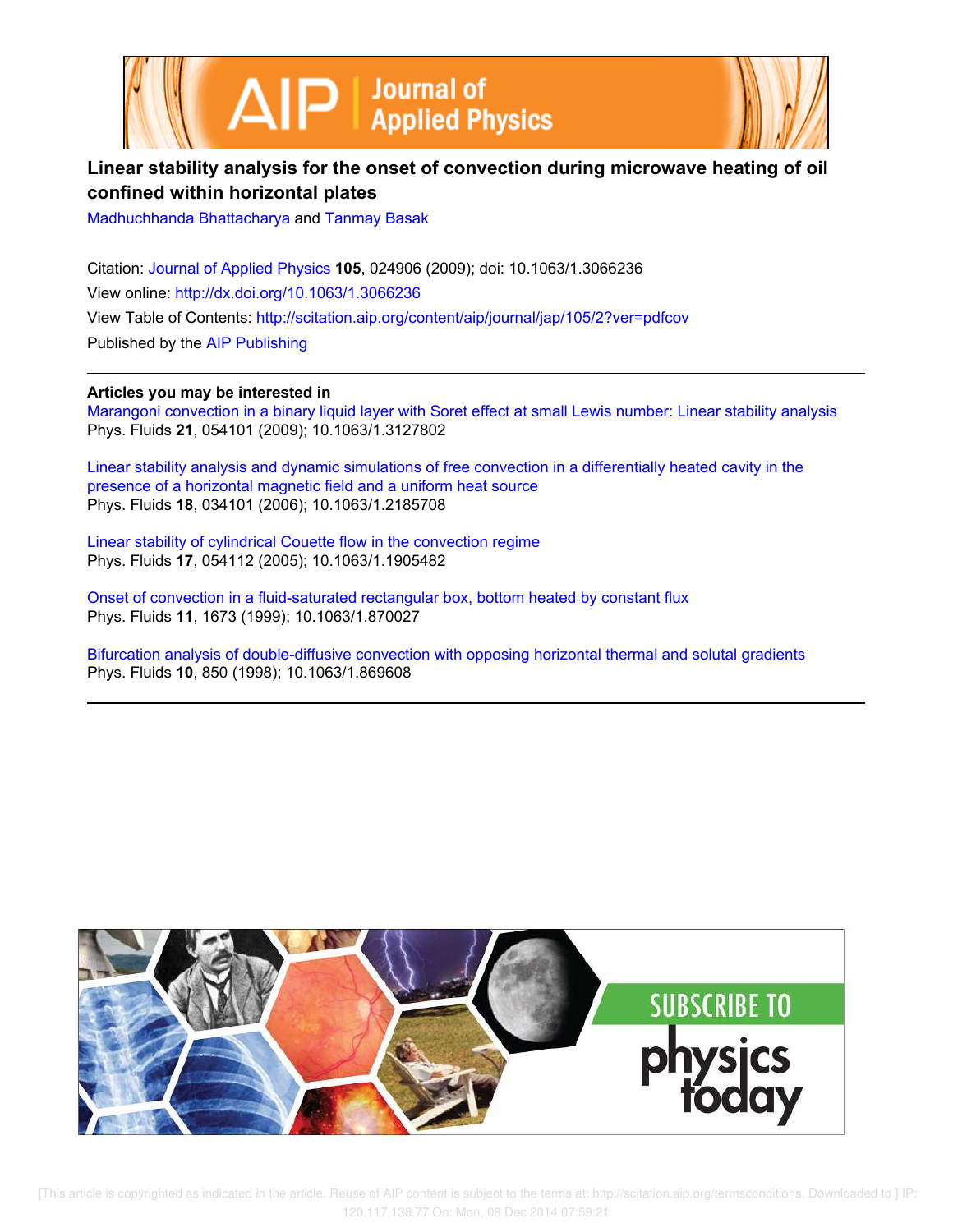# Linear stability analysis for the onset of convection during microwave heating of oil confined within horizontal plates

Madhuchhanda Bhattacharya and Tanmay Basak

Citation: Journal of Applied Physics **105**, 024906 (2009); doi: 10.1063/1.3066236

View online: http://dx.doi.org/10.1063/1.3066236

View Table of Contents: http://scitation.aip.org/content/aip/journal/jap/105/2?ver=pdfcov

Published by the AIP Publishing

---

**Articles you may be interested in**

Marangoni convection in a binary liquid layer with Soret effect at small Lewis number: Linear stability analysis
Phys. Fluids **21**, 054101 (2009); 10.1063/1.3127802

Linear stability analysis and dynamic simulations of free convection in a differentially heated cavity in the presence of a horizontal magnetic field and a uniform heat source
Phys. Fluids **18**, 034101 (2006); 10.1063/1.2185708

Linear stability of cylindrical Couette flow in the convection regime
Phys. Fluids **17**, 054112 (2005); 10.1063/1.1905482

Onset of convection in a fluid-saturated rectangular box, bottom heated by constant flux
Phys. Fluids **11**, 1673 (1999); 10.1063/1.870027

Bifurcation analysis of double-diffusive convection with opposing horizontal thermal and solutal gradients
Phys. Fluids **10**, 850 (1998); 10.1063/1.869608

---

[This article is copyrighted as indicated in the article. Reuse of AIP content is subject to the terms at: http://scitation.aip.org/termsconditions. Downloaded to ] IP: 120.117.138.77 On: Mon, 08 Dec 2014 07:59:21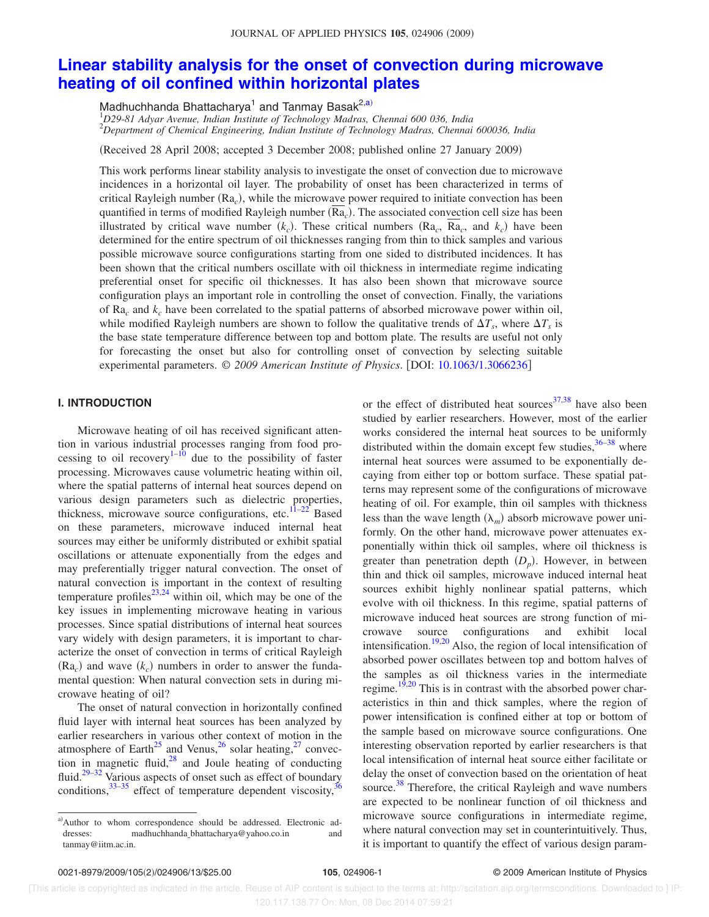# Linear stability analysis for the onset of convection during microwave heating of oil confined within horizontal plates

Madhuchhanda Bhattacharya[1] and Tanmay Basak[2,a)]

[1]D29-81 Adyar Avenue, Indian Institute of Technology Madras, Chennai 600 036, India
[2]Department of Chemical Engineering, Indian Institute of Technology Madras, Chennai 600036, India

(Received 28 April 2008; accepted 3 December 2008; published online 27 January 2009)

This work performs linear stability analysis to investigate the onset of convection due to microwave incidences in a horizontal oil layer. The probability of onset has been characterized in terms of critical Rayleigh number ($\mathrm{Ra}_c$), while the microwave power required to initiate convection has been quantified in terms of modified Rayleigh number ($\overline{\mathrm{Ra}}_c$). The associated convection cell size has been illustrated by critical wave number ($k_c$). These critical numbers ($\mathrm{Ra}_c$, $\overline{\mathrm{Ra}}_c$, and $k_c$) have been determined for the entire spectrum of oil thicknesses ranging from thin to thick samples and various possible microwave source configurations starting from one sided to distributed incidences. It has been shown that the critical numbers oscillate with oil thickness in intermediate regime indicating preferential onset for specific oil thicknesses. It has also been shown that microwave source configuration plays an important role in controlling the onset of convection. Finally, the variations of $\mathrm{Ra}_c$ and $k_c$ have been correlated to the spatial patterns of absorbed microwave power within oil, while modified Rayleigh numbers are shown to follow the qualitative trends of $\Delta T_s$, where $\Delta T_s$ is the base state temperature difference between top and bottom plate. The results are useful not only for forecasting the onset but also for controlling onset of convection by selecting suitable experimental parameters. © *2009 American Institute of Physics*. [DOI: 10.1063/1.3066236]

## I. INTRODUCTION

Microwave heating of oil has received significant attention in various industrial processes ranging from food processing to oil recovery[1–10] due to the possibility of faster processing. Microwaves cause volumetric heating within oil, where the spatial patterns of internal heat sources depend on various design parameters such as dielectric properties, thickness, microwave source configurations, etc.[11–22] Based on these parameters, microwave induced internal heat sources may either be uniformly distributed or exhibit spatial oscillations or attenuate exponentially from the edges and may preferentially trigger natural convection. The onset of natural convection is important in the context of resulting temperature profiles[23,24] within oil, which may be one of the key issues in implementing microwave heating in various processes. Since spatial distributions of internal heat sources vary widely with design parameters, it is important to characterize the onset of convection in terms of critical Rayleigh ($\mathrm{Ra}_c$) and wave ($k_c$) numbers in order to answer the fundamental question: When natural convection sets in during microwave heating of oil?

The onset of natural convection in horizontally confined fluid layer with internal heat sources has been analyzed by earlier researchers in various other context of motion in the atmosphere of Earth[25] and Venus,[26] solar heating,[27] convection in magnetic fluid,[28] and Joule heating of conducting fluid.[29–32] Various aspects of onset such as effect of boundary conditions,[33–35] effect of temperature dependent viscosity,[36] or the effect of distributed heat sources[37,38] have also been studied by earlier researchers. However, most of the earlier works considered the internal heat sources to be uniformly distributed within the domain except few studies,[36–38] where internal heat sources were assumed to be exponentially decaying from either top or bottom surface. These spatial patterns may represent some of the configurations of microwave heating of oil. For example, thin oil samples with thickness less than the wave length ($\lambda_m$) absorb microwave power uniformly. On the other hand, microwave power attenuates exponentially within thick oil samples, where oil thickness is greater than penetration depth ($D_p$). However, in between thin and thick oil samples, microwave induced internal heat sources exhibit highly nonlinear spatial patterns, which evolve with oil thickness. In this regime, spatial patterns of microwave induced heat sources are strong function of microwave source configurations and exhibit local intensification.[19,20] Also, the region of local intensification of absorbed power oscillates between top and bottom halves of the samples as oil thickness varies in the intermediate regime.[19,20] This is in contrast with the absorbed power characteristics in thin and thick samples, where the region of power intensification is confined either at top or bottom of the sample based on microwave source configurations. One interesting observation reported by earlier researchers is that local intensification of internal heat source either facilitate or delay the onset of convection based on the orientation of heat source.[38] Therefore, the critical Rayleigh and wave numbers are expected to be nonlinear function of oil thickness and microwave source configurations in intermediate regime, where natural convection may set in counterintuitively. Thus, it is important to quantify the effect of various design param-

a)Author to whom correspondence should be addressed. Electronic addresses: madhuchhanda_bhattacharya@yahoo.co.in and tanmay@iitm.ac.in.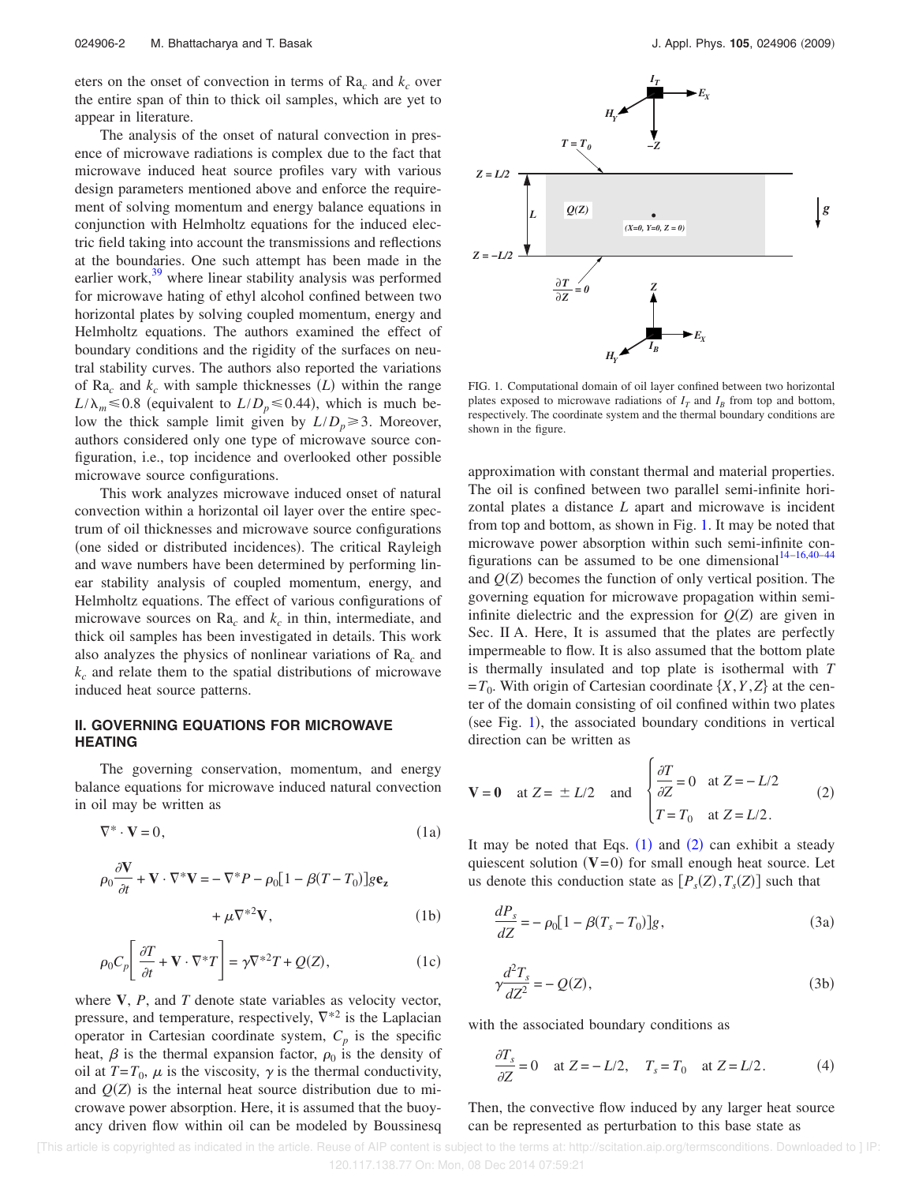eters on the onset of convection in terms of $\mathrm{Ra}_c$ and $k_c$ over the entire span of thin to thick oil samples, which are yet to appear in literature.

The analysis of the onset of natural convection in presence of microwave radiations is complex due to the fact that microwave induced heat source profiles vary with various design parameters mentioned above and enforce the requirement of solving momentum and energy balance equations in conjunction with Helmholtz equations for the induced electric field taking into account the transmissions and reflections at the boundaries. One such attempt has been made in the earlier work,[39] where linear stability analysis was performed for microwave hating of ethyl alcohol confined between two horizontal plates by solving coupled momentum, energy and Helmholtz equations. The authors examined the effect of boundary conditions and the rigidity of the surfaces on neutral stability curves. The authors also reported the variations of $\mathrm{Ra}_c$ and $k_c$ with sample thicknesses ($L$) within the range $L/\lambda_m \leqslant 0.8$ (equivalent to $L/D_p \leqslant 0.44$), which is much below the thick sample limit given by $L/D_p \geqslant 3$. Moreover, authors considered only one type of microwave source configuration, i.e., top incidence and overlooked other possible microwave source configurations.

This work analyzes microwave induced onset of natural convection within a horizontal oil layer over the entire spectrum of oil thicknesses and microwave source configurations (one sided or distributed incidences). The critical Rayleigh and wave numbers have been determined by performing linear stability analysis of coupled momentum, energy, and Helmholtz equations. The effect of various configurations of microwave sources on $\mathrm{Ra}_c$ and $k_c$ in thin, intermediate, and thick oil samples has been investigated in details. This work also analyzes the physics of nonlinear variations of $\mathrm{Ra}_c$ and $k_c$ and relate them to the spatial distributions of microwave induced heat source patterns.

## II. GOVERNING EQUATIONS FOR MICROWAVE HEATING

The governing conservation, momentum, and energy balance equations for microwave induced natural convection in oil may be written as

$$\nabla^* \cdot \mathbf{V} = 0, \tag{1a}$$

$$\rho_0 \frac{\partial \mathbf{V}}{\partial t} + \mathbf{V} \cdot \nabla^* \mathbf{V} = -\nabla^* P - \rho_0[1 - \beta(T - T_0)]g\mathbf{e_z} + \mu \nabla^{*2} \mathbf{V}, \tag{1b}$$

$$\rho_0 C_p \left[ \frac{\partial T}{\partial t} + \mathbf{V} \cdot \nabla^* T \right] = \gamma \nabla^{*2} T + Q(Z), \tag{1c}$$

where $\mathbf{V}$, $P$, and $T$ denote state variables as velocity vector, pressure, and temperature, respectively, $\nabla^{*2}$ is the Laplacian operator in Cartesian coordinate system, $C_p$ is the specific heat, $\beta$ is the thermal expansion factor, $\rho_0$ is the density of oil at $T = T_0$, $\mu$ is the viscosity, $\gamma$ is the thermal conductivity, and $Q(Z)$ is the internal heat source distribution due to microwave power absorption. Here, it is assumed that the buoyancy driven flow within oil can be modeled by Boussinesq approximation with constant thermal and material properties. The oil is confined between two parallel semi-infinite horizontal plates a distance $L$ apart and microwave is incident from top and bottom, as shown in Fig. 1. It may be noted that microwave power absorption within such semi-infinite configurations can be assumed to be one dimensional[14–16,40–44] and $Q(Z)$ becomes the function of only vertical position. The governing equation for microwave propagation within semi-infinite dielectric and the expression for $Q(Z)$ are given in Sec. II A. Here, It is assumed that the plates are perfectly impermeable to flow. It is also assumed that the bottom plate is thermally insulated and top plate is isothermal with $T = T_0$. With origin of Cartesian coordinate $\{X, Y, Z\}$ at the center of the domain consisting of oil confined within two plates (see Fig. 1), the associated boundary conditions in vertical direction can be written as

FIG. 1. Computational domain of oil layer confined between two horizontal plates exposed to microwave radiations of $I_T$ and $I_B$ from top and bottom, respectively. The coordinate system and the thermal boundary conditions are shown in the figure.

$$\mathbf{V} = \mathbf{0} \quad \text{at } Z = \pm L/2 \quad \text{and} \quad \begin{cases} \dfrac{\partial T}{\partial Z} = 0 & \text{at } Z = -L/2 \\ T = T_0 & \text{at } Z = L/2. \end{cases} \tag{2}$$

It may be noted that Eqs. (1) and (2) can exhibit a steady quiescent solution ($\mathbf{V} = 0$) for small enough heat source. Let us denote this conduction state as $[P_s(Z), T_s(Z)]$ such that

$$\frac{dP_s}{dZ} = -\rho_0[1 - \beta(T_s - T_0)]g, \tag{3a}$$

$$\gamma \frac{d^2 T_s}{dZ^2} = -Q(Z), \tag{3b}$$

with the associated boundary conditions as

$$\frac{\partial T_s}{\partial Z} = 0 \quad \text{at } Z = -L/2, \quad T_s = T_0 \quad \text{at } Z = L/2. \tag{4}$$

Then, the convective flow induced by any larger heat source can be represented as perturbation to this base state as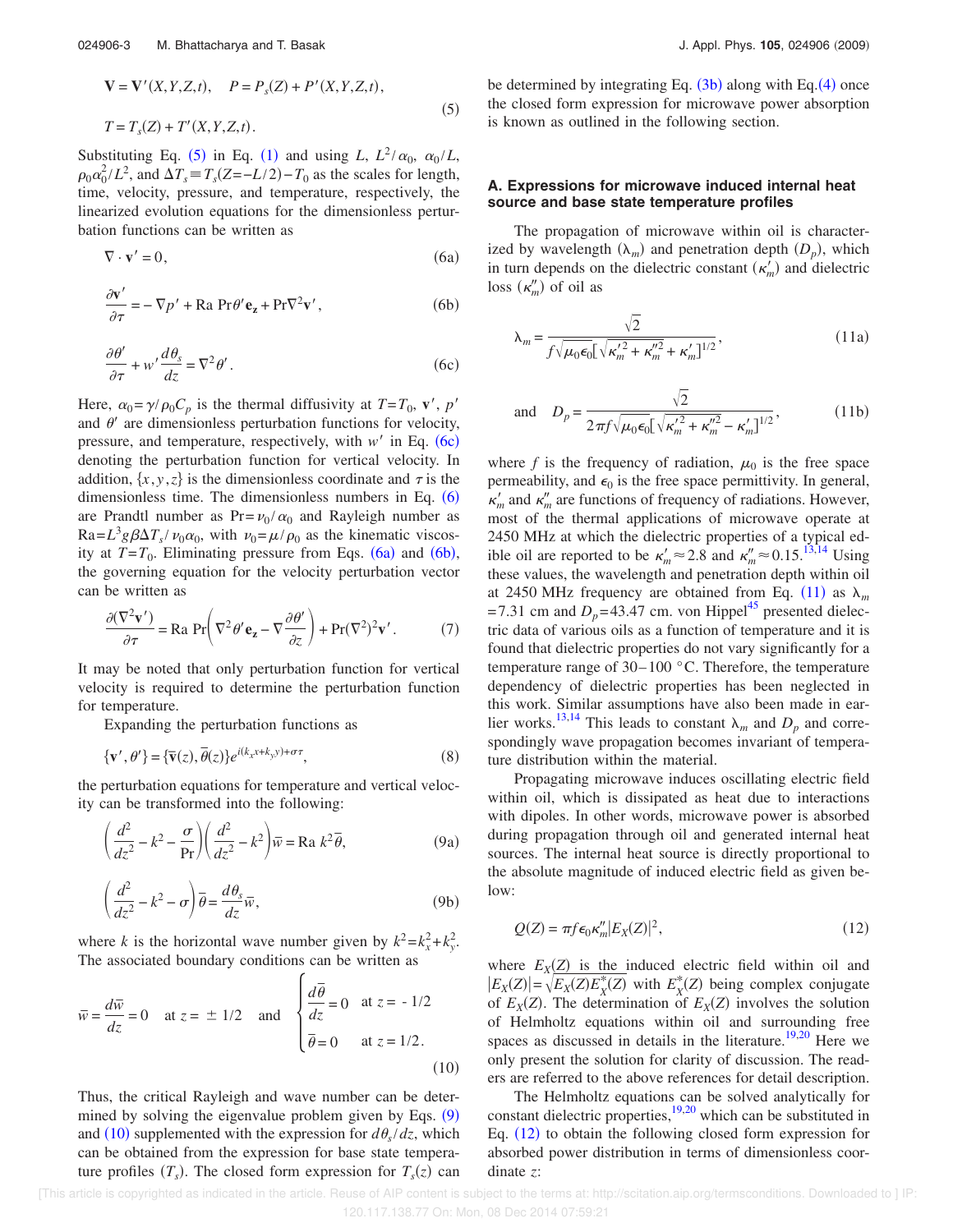$$\mathbf{V} = \mathbf{V}'(X,Y,Z,t), \quad P = P_s(Z) + P'(X,Y,Z,t),$$
$$T = T_s(Z) + T'(X,Y,Z,t). \tag{5}$$

Substituting Eq. (5) in Eq. (1) and using $L$, $L^2/\alpha_0$, $\alpha_0/L$, $\rho_0\alpha_0^2/L^2$, and $\Delta T_s \equiv T_s(Z=-L/2)-T_0$ as the scales for length, time, velocity, pressure, and temperature, respectively, the linearized evolution equations for the dimensionless perturbation functions can be written as

$$\nabla \cdot \mathbf{v}' = 0, \tag{6a}$$

$$\frac{\partial \mathbf{v}'}{\partial \tau} = -\nabla p' + \text{Ra Pr}\,\theta' \mathbf{e_z} + \text{Pr}\nabla^2 \mathbf{v}', \tag{6b}$$

$$\frac{\partial \theta'}{\partial \tau} + w'\frac{d\theta_s}{dz} = \nabla^2 \theta'. \tag{6c}$$

Here, $\alpha_0 = \gamma/\rho_0 C_p$ is the thermal diffusivity at $T=T_0$, $\mathbf{v}'$, $p'$ and $\theta'$ are dimensionless perturbation functions for velocity, pressure, and temperature, respectively, with $w'$ in Eq. (6c) denoting the perturbation function for vertical velocity. In addition, $\{x,y,z\}$ is the dimensionless coordinate and $\tau$ is the dimensionless time. The dimensionless numbers in Eq. (6) are Prandtl number as $\text{Pr}=\nu_0/\alpha_0$ and Rayleigh number as $\text{Ra}=L^3 g\beta\Delta T_s/\nu_0\alpha_0$, with $\nu_0=\mu/\rho_0$ as the kinematic viscosity at $T=T_0$. Eliminating pressure from Eqs. (6a) and (6b), the governing equation for the velocity perturbation vector can be written as

$$\frac{\partial(\nabla^2 \mathbf{v}')}{\partial \tau} = \text{Ra Pr}\left(\nabla^2 \theta' \mathbf{e_z} - \nabla \frac{\partial \theta'}{\partial z}\right) + \text{Pr}(\nabla^2)^2 \mathbf{v}'. \tag{7}$$

It may be noted that only perturbation function for vertical velocity is required to determine the perturbation function for temperature.

Expanding the perturbation functions as

$$\{\mathbf{v}', \theta'\} = \{\overline{\mathbf{v}}(z), \overline{\theta}(z)\} e^{i(k_x x + k_y y) + \sigma\tau}, \tag{8}$$

the perturbation equations for temperature and vertical velocity can be transformed into the following:

$$\left(\frac{d^2}{dz^2} - k^2 - \frac{\sigma}{\text{Pr}}\right)\left(\frac{d^2}{dz^2} - k^2\right)\overline{w} = \text{Ra}\,k^2 \overline{\theta}, \tag{9a}$$

$$\left(\frac{d^2}{dz^2} - k^2 - \sigma\right)\overline{\theta} = \frac{d\theta_s}{dz}\overline{w}, \tag{9b}$$

where $k$ is the horizontal wave number given by $k^2=k_x^2+k_y^2$. The associated boundary conditions can be written as

$$\overline{w} = \frac{d\overline{w}}{dz} = 0 \quad \text{at } z = \pm 1/2 \quad \text{and} \quad \begin{cases} \dfrac{d\overline{\theta}}{dz} = 0 & \text{at } z = -1/2 \\ \overline{\theta} = 0 & \text{at } z = 1/2. \end{cases} \tag{10}$$

Thus, the critical Rayleigh and wave number can be determined by solving the eigenvalue problem given by Eqs. (9) and (10) supplemented with the expression for $d\theta_s/dz$, which can be obtained from the expression for base state temperature profiles ($T_s$). The closed form expression for $T_s(z)$ can be determined by integrating Eq. (3b) along with Eq. (4) once the closed form expression for microwave power absorption is known as outlined in the following section.

### A. Expressions for microwave induced internal heat source and base state temperature profiles

The propagation of microwave within oil is characterized by wavelength ($\lambda_m$) and penetration depth ($D_p$), which in turn depends on the dielectric constant ($\kappa_m'$) and dielectric loss ($\kappa_m''$) of oil as

$$\lambda_m = \frac{\sqrt{2}}{f\sqrt{\mu_0\epsilon_0}\left[\sqrt{\kappa_m'^2 + \kappa_m''^2} + \kappa_m'\right]^{1/2}}, \tag{11a}$$

and
$$D_p = \frac{\sqrt{2}}{2\pi f\sqrt{\mu_0\epsilon_0}\left[\sqrt{\kappa_m'^2 + \kappa_m''^2} - \kappa_m'\right]^{1/2}}, \tag{11b}$$

where $f$ is the frequency of radiation, $\mu_0$ is the free space permeability, and $\epsilon_0$ is the free space permittivity. In general, $\kappa_m'$ and $\kappa_m''$ are functions of frequency of radiations. However, most of the thermal applications of microwave operate at 2450 MHz at which the dielectric properties of a typical edible oil are reported to be $\kappa_m' \approx 2.8$ and $\kappa_m'' \approx 0.15$.[13,14] Using these values, the wavelength and penetration depth within oil at 2450 MHz frequency are obtained from Eq. (11) as $\lambda_m = 7.31$ cm and $D_p = 43.47$ cm. von Hippel[45] presented dielectric data of various oils as a function of temperature and it is found that dielectric properties do not vary significantly for a temperature range of 30–100 °C. Therefore, the temperature dependency of dielectric properties has been neglected in this work. Similar assumptions have also been made in earlier works.[13,14] This leads to constant $\lambda_m$ and $D_p$ and correspondingly wave propagation becomes invariant of temperature distribution within the material.

Propagating microwave induces oscillating electric field within oil, which is dissipated as heat due to interactions with dipoles. In other words, microwave power is absorbed during propagation through oil and generated internal heat sources. The internal heat source is directly proportional to the absolute magnitude of induced electric field as given below:

$$Q(Z) = \pi f \epsilon_0 \kappa_m'' |E_X(Z)|^2, \tag{12}$$

where $E_X(Z)$ is the induced electric field within oil and $|E_X(Z)| = \sqrt{E_X(Z)E_X^*(Z)}$ with $E_X^*(Z)$ being complex conjugate of $E_X(Z)$. The determination of $E_X(Z)$ involves the solution of Helmholtz equations within oil and surrounding free spaces as discussed in details in the literature.[19,20] Here we only present the solution for clarity of discussion. The readers are referred to the above references for detail description.

The Helmholtz equations can be solved analytically for constant dielectric properties,[19,20] which can be substituted in Eq. (12) to obtain the following closed form expression for absorbed power distribution in terms of dimensionless coordinate $z$: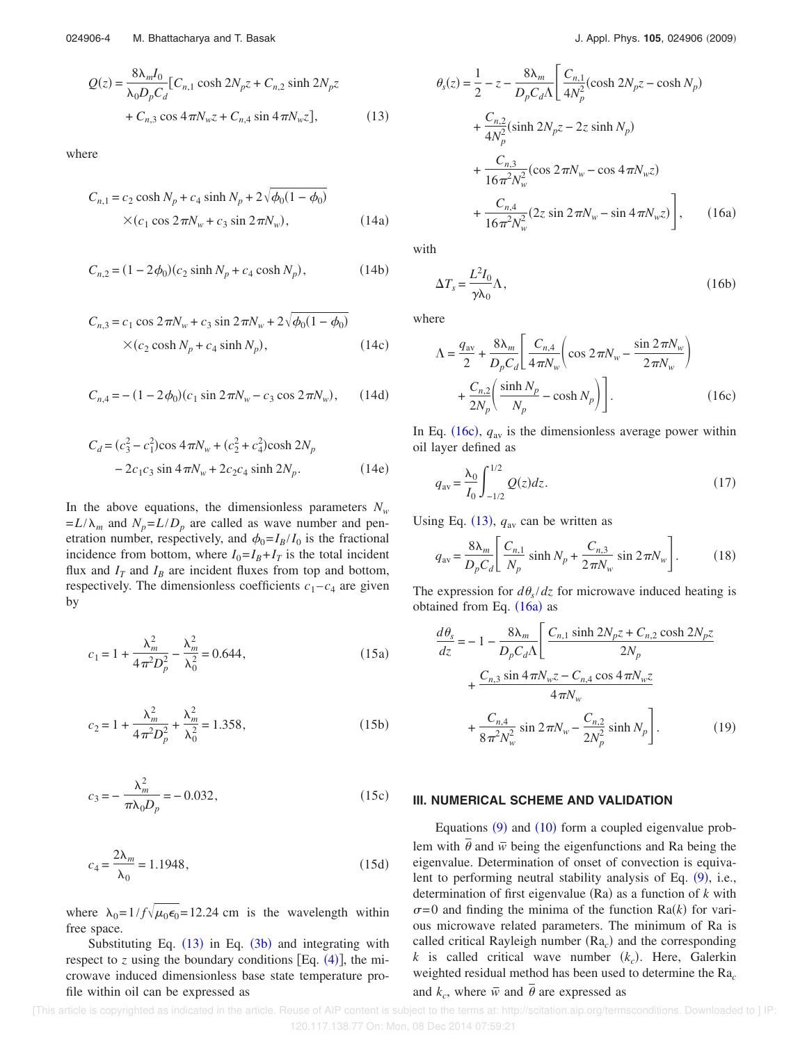$$Q(z) = \frac{8\lambda_m I_0}{\lambda_0 D_p C_d}[C_{n,1}\cosh 2N_p z + C_{n,2}\sinh 2N_p z + C_{n,3}\cos 4\pi N_w z + C_{n,4}\sin 4\pi N_w z], \tag{13}$$

where

$$C_{n,1} = c_2 \cosh N_p + c_4 \sinh N_p + 2\sqrt{\phi_0(1-\phi_0)} \times (c_1 \cos 2\pi N_w + c_3 \sin 2\pi N_w), \tag{14a}$$

$$C_{n,2} = (1-2\phi_0)(c_2 \sinh N_p + c_4 \cosh N_p), \tag{14b}$$

$$C_{n,3} = c_1 \cos 2\pi N_w + c_3 \sin 2\pi N_w + 2\sqrt{\phi_0(1-\phi_0)} \times (c_2 \cosh N_p + c_4 \sinh N_p), \tag{14c}$$

$$C_{n,4} = -(1-2\phi_0)(c_1 \sin 2\pi N_w - c_3 \cos 2\pi N_w), \tag{14d}$$

$$C_d = (c_3^2 - c_1^2)\cos 4\pi N_w + (c_2^2 + c_4^2)\cosh 2N_p - 2c_1 c_3 \sin 4\pi N_w + 2c_2 c_4 \sinh 2N_p. \tag{14e}$$

In the above equations, the dimensionless parameters $N_w = L/\lambda_m$ and $N_p = L/D_p$ are called as wave number and penetration number, respectively, and $\phi_0 = I_B/I_0$ is the fractional incidence from bottom, where $I_0 = I_B + I_T$ is the total incident flux and $I_T$ and $I_B$ are incident fluxes from top and bottom, respectively. The dimensionless coefficients $c_1 - c_4$ are given by

$$c_1 = 1 + \frac{\lambda_m^2}{4\pi^2 D_p^2} - \frac{\lambda_m^2}{\lambda_0^2} = 0.644, \tag{15a}$$

$$c_2 = 1 + \frac{\lambda_m^2}{4\pi^2 D_p^2} + \frac{\lambda_m^2}{\lambda_0^2} = 1.358, \tag{15b}$$

$$c_3 = -\frac{\lambda_m^2}{\pi \lambda_0 D_p} = -0.032, \tag{15c}$$

$$c_4 = \frac{2\lambda_m}{\lambda_0} = 1.1948, \tag{15d}$$

where $\lambda_0 = 1/f\sqrt{\mu_0 \epsilon_0} = 12.24$ cm is the wavelength within free space.

Substituting Eq. (13) in Eq. (3b) and integrating with respect to $z$ using the boundary conditions [Eq. (4)], the microwave induced dimensionless base state temperature profile within oil can be expressed as

$$\theta_s(z) = \frac{1}{2} - z - \frac{8\lambda_m}{D_p C_d \Lambda}\left[\frac{C_{n,1}}{4N_p^2}(\cosh 2N_p z - \cosh N_p) + \frac{C_{n,2}}{4N_p^2}(\sinh 2N_p z - 2z\sinh N_p) + \frac{C_{n,3}}{16\pi^2 N_w^2}(\cos 2\pi N_w - \cos 4\pi N_w z) + \frac{C_{n,4}}{16\pi^2 N_w^2}(2z\sin 2\pi N_w - \sin 4\pi N_w z)\right], \tag{16a}$$

with

$$\Delta T_s = \frac{L^2 I_0}{\gamma \lambda_0}\Lambda, \tag{16b}$$

where

$$\Lambda = \frac{q_{av}}{2} + \frac{8\lambda_m}{D_p C_d}\left[\frac{C_{n,4}}{4\pi N_w}\left(\cos 2\pi N_w - \frac{\sin 2\pi N_w}{2\pi N_w}\right) + \frac{C_{n,2}}{2N_p}\left(\frac{\sinh N_p}{N_p} - \cosh N_p\right)\right]. \tag{16c}$$

In Eq. (16c), $q_{av}$ is the dimensionless average power within oil layer defined as

$$q_{av} = \frac{\lambda_0}{I_0}\int_{-1/2}^{1/2} Q(z)dz. \tag{17}$$

Using Eq. (13), $q_{av}$ can be written as

$$q_{av} = \frac{8\lambda_m}{D_p C_d}\left[\frac{C_{n,1}}{N_p}\sinh N_p + \frac{C_{n,3}}{2\pi N_w}\sin 2\pi N_w\right]. \tag{18}$$

The expression for $d\theta_s/dz$ for microwave induced heating is obtained from Eq. (16a) as

$$\frac{d\theta_s}{dz} = -1 - \frac{8\lambda_m}{D_p C_d \Lambda}\left[\frac{C_{n,1}\sinh 2N_p z + C_{n,2}\cosh 2N_p z}{2N_p} + \frac{C_{n,3}\sin 4\pi N_w z - C_{n,4}\cos 4\pi N_w z}{4\pi N_w} + \frac{C_{n,4}}{8\pi^2 N_w^2}\sin 2\pi N_w - \frac{C_{n,2}}{2N_p^2}\sinh N_p\right]. \tag{19}$$

## III. NUMERICAL SCHEME AND VALIDATION

Equations (9) and (10) form a coupled eigenvalue problem with $\bar{\theta}$ and $\bar{w}$ being the eigenfunctions and Ra being the eigenvalue. Determination of onset of convection is equivalent to performing neutral stability analysis of Eq. (9), i.e., determination of first eigenvalue (Ra) as a function of $k$ with $\sigma = 0$ and finding the minima of the function Ra($k$) for various microwave related parameters. The minimum of Ra is called critical Rayleigh number ($\text{Ra}_c$) and the corresponding $k$ is called critical wave number ($k_c$). Here, Galerkin weighted residual method has been used to determine the $\text{Ra}_c$ and $k_c$, where $\bar{w}$ and $\bar{\theta}$ are expressed as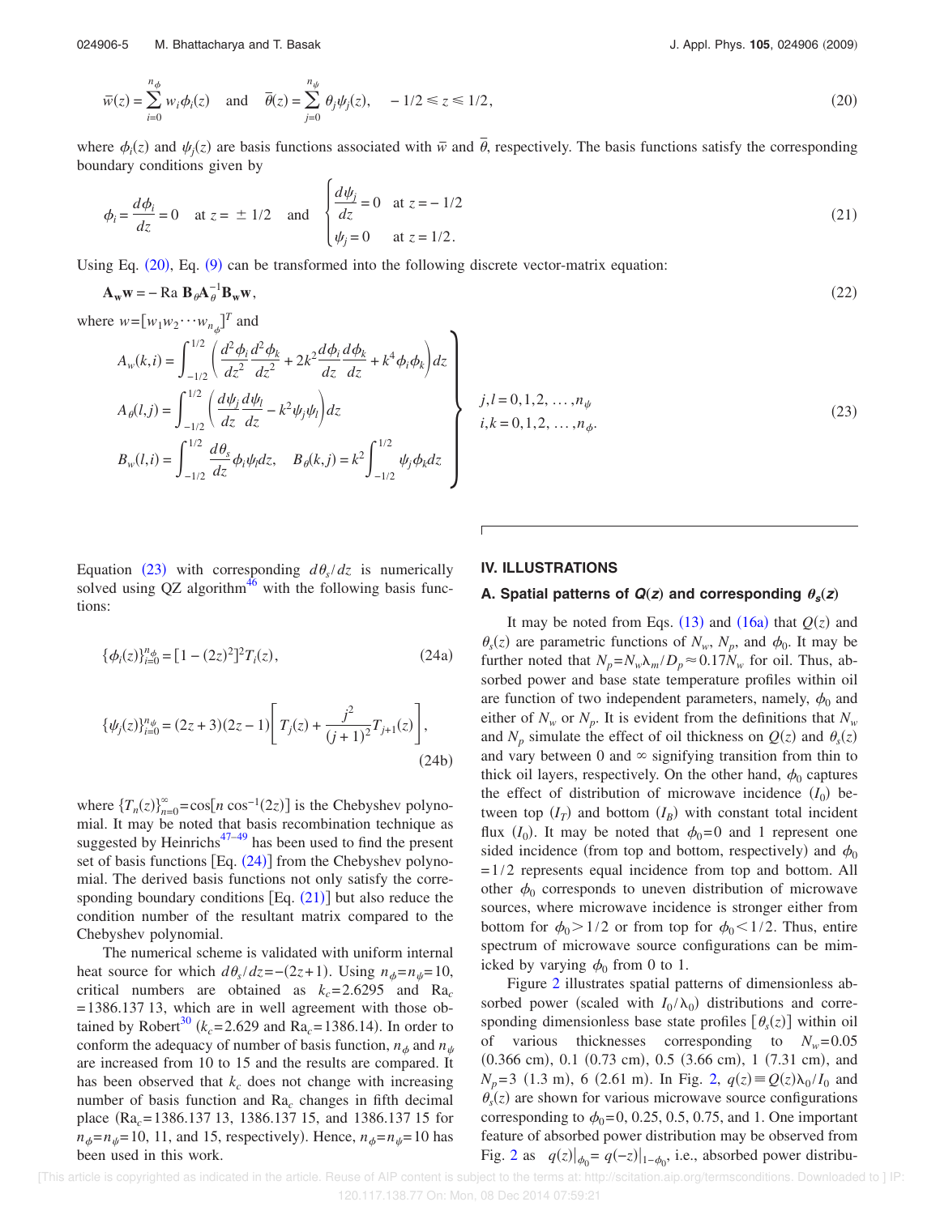$$\bar{w}(z) = \sum_{i=0}^{n_\phi} w_i \phi_i(z) \quad \text{and} \quad \bar{\theta}(z) = \sum_{j=0}^{n_\psi} \theta_j \psi_j(z), \quad -1/2 \leq z \leq 1/2, \tag{20}$$

where $\phi_i(z)$ and $\psi_j(z)$ are basis functions associated with $\bar{w}$ and $\bar{\theta}$, respectively. The basis functions satisfy the corresponding boundary conditions given by

$$\phi_i = \frac{d\phi_i}{dz} = 0 \quad \text{at } z = \pm 1/2 \quad \text{and} \quad \begin{cases} \dfrac{d\psi_j}{dz} = 0 & \text{at } z = -1/2 \\ \psi_j = 0 & \text{at } z = 1/2. \end{cases} \tag{21}$$

Using Eq. (20), Eq. (9) can be transformed into the following discrete vector-matrix equation:

$$\mathbf{A_w w} = -\text{Ra } \mathbf{B}_\theta \mathbf{A}_\theta^{-1} \mathbf{B_w w}, \tag{22}$$

where $w = [w_1 w_2 \cdots w_{n_\phi}]^T$ and

$$\left.\begin{aligned} A_w(k,i) &= \int_{-1/2}^{1/2} \left( \frac{d^2\phi_i}{dz^2}\frac{d^2\phi_k}{dz^2} + 2k^2 \frac{d\phi_i}{dz}\frac{d\phi_k}{dz} + k^4 \phi_i \phi_k \right) dz \\ A_\theta(l,j) &= \int_{-1/2}^{1/2} \left( \frac{d\psi_j}{dz}\frac{d\psi_l}{dz} - k^2 \psi_j \psi_l \right) dz \\ B_w(l,i) &= \int_{-1/2}^{1/2} \frac{d\theta_s}{dz} \phi_i \psi_l dz, \quad B_\theta(k,j) = k^2 \int_{-1/2}^{1/2} \psi_j \phi_k dz \end{aligned}\right\} \quad \begin{aligned} &j,l = 0,1,2,\ldots,n_\psi \\ &i,k = 0,1,2,\ldots,n_\phi. \end{aligned} \tag{23}$$

Equation (23) with corresponding $d\theta_s/dz$ is numerically solved using QZ algorithm[46] with the following basis functions:

$$\{\phi_i(z)\}_{i=0}^{n_\phi} = [1-(2z)^2]^2 T_i(z), \tag{24a}$$

$$\{\psi_j(z)\}_{i=0}^{n_\psi} = (2z+3)(2z-1)\left[ T_j(z) + \frac{j^2}{(j+1)^2} T_{j+1}(z) \right], \tag{24b}$$

where $\{T_n(z)\}_{n=0}^{\infty} = \cos[n \cos^{-1}(2z)]$ is the Chebyshev polynomial. It may be noted that basis recombination technique as suggested by Heinrichs[47–49] has been used to find the present set of basis functions [Eq. (24)] from the Chebyshev polynomial. The derived basis functions not only satisfy the corresponding boundary conditions [Eq. (21)] but also reduce the condition number of the resultant matrix compared to the Chebyshev polynomial.

The numerical scheme is validated with uniform internal heat source for which $d\theta_s/dz = -(2z+1)$. Using $n_\phi = n_\psi = 10$, critical numbers are obtained as $k_c = 2.6295$ and $\text{Ra}_c = 1386.137\,13$, which are in well agreement with those obtained by Robert[30] ($k_c = 2.629$ and $\text{Ra}_c = 1386.14$). In order to conform the adequacy of number of basis function, $n_\phi$ and $n_\psi$ are increased from 10 to 15 and the results are compared. It has been observed that $k_c$ does not change with increasing number of basis function and $\text{Ra}_c$ changes in fifth decimal place ($\text{Ra}_c = 1386.137\,13$, $1386.137\,15$, and $1386.137\,15$ for $n_\phi = n_\psi = 10$, 11, and 15, respectively). Hence, $n_\phi = n_\psi = 10$ has been used in this work.

## IV. ILLUSTRATIONS

### A. Spatial patterns of $Q(z)$ and corresponding $\theta_s(z)$

It may be noted from Eqs. (13) and (16a) that $Q(z)$ and $\theta_s(z)$ are parametric functions of $N_w$, $N_p$, and $\phi_0$. It may be further noted that $N_p = N_w \lambda_m / D_p \approx 0.17 N_w$ for oil. Thus, absorbed power and base state temperature profiles within oil are function of two independent parameters, namely, $\phi_0$ and either of $N_w$ or $N_p$. It is evident from the definitions that $N_w$ and $N_p$ simulate the effect of oil thickness on $Q(z)$ and $\theta_s(z)$ and vary between 0 and $\infty$ signifying transition from thin to thick oil layers, respectively. On the other hand, $\phi_0$ captures the effect of distribution of microwave incidence ($I_0$) between top ($I_T$) and bottom ($I_B$) with constant total incident flux ($I_0$). It may be noted that $\phi_0 = 0$ and 1 represent one sided incidence (from top and bottom, respectively) and $\phi_0 = 1/2$ represents equal incidence from top and bottom. All other $\phi_0$ corresponds to uneven distribution of microwave sources, where microwave incidence is stronger either from bottom for $\phi_0 > 1/2$ or from top for $\phi_0 < 1/2$. Thus, entire spectrum of microwave source configurations can be mimicked by varying $\phi_0$ from 0 to 1.

Figure 2 illustrates spatial patterns of dimensionless absorbed power (scaled with $I_0/\lambda_0$) distributions and corresponding dimensionless base state profiles $[\theta_s(z)]$ within oil of various thicknesses corresponding to $N_w = 0.05$ (0.366 cm), 0.1 (0.73 cm), 0.5 (3.66 cm), 1 (7.31 cm), and $N_p = 3$ (1.3 m), 6 (2.61 m). In Fig. 2, $q(z) \equiv Q(z)\lambda_0/I_0$ and $\theta_s(z)$ are shown for various microwave source configurations corresponding to $\phi_0 = 0$, 0.25, 0.5, 0.75, and 1. One important feature of absorbed power distribution may be observed from Fig. 2 as $q(z)|_{\phi_0} = q(-z)|_{1-\phi_0}$, i.e., absorbed power distribu-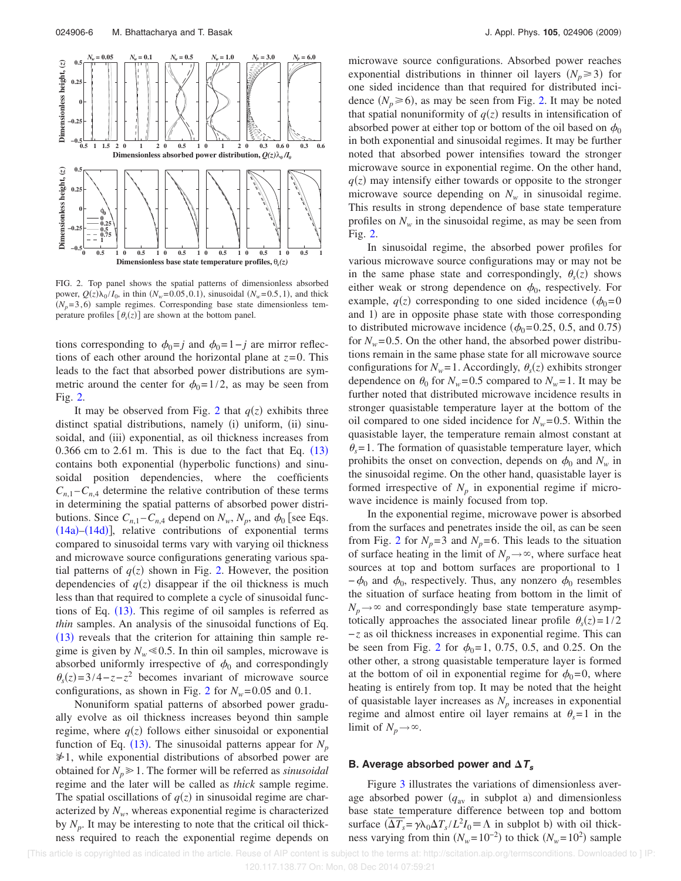FIG. 2. Top panel shows the spatial patterns of dimensionless absorbed power, $Q(z)\lambda_0/I_0$, in thin ($N_w=0.05, 0.1$), sinusoidal ($N_w=0.5, 1$), and thick ($N_p=3, 6$) sample regimes. Corresponding base state dimensionless temperature profiles [$\theta_s(z)$] are shown at the bottom panel.

tions corresponding to $\phi_0=j$ and $\phi_0=1-j$ are mirror reflections of each other around the horizontal plane at $z=0$. This leads to the fact that absorbed power distributions are symmetric around the center for $\phi_0=1/2$, as may be seen from Fig. 2.

It may be observed from Fig. 2 that $q(z)$ exhibits three distinct spatial distributions, namely (i) uniform, (ii) sinusoidal, and (iii) exponential, as oil thickness increases from 0.366 cm to 2.61 m. This is due to the fact that Eq. (13) contains both exponential (hyperbolic functions) and sinusoidal position dependencies, where the coefficients $C_{n,1}-C_{n,4}$ determine the relative contribution of these terms in determining the spatial patterns of absorbed power distributions. Since $C_{n,1}-C_{n,4}$ depend on $N_w$, $N_p$, and $\phi_0$ [see Eqs. (14a)–(14d)], relative contributions of exponential terms compared to sinusoidal terms vary with varying oil thickness and microwave source configurations generating various spatial patterns of $q(z)$ shown in Fig. 2. However, the position dependencies of $q(z)$ disappear if the oil thickness is much less than that required to complete a cycle of sinusoidal functions of Eq. (13). This regime of oil samples is referred as *thin* samples. An analysis of the sinusoidal functions of Eq. (13) reveals that the criterion for attaining thin sample regime is given by $N_w \ll 0.5$. In thin oil samples, microwave is absorbed uniformly irrespective of $\phi_0$ and correspondingly $\theta_s(z)=3/4-z-z^2$ becomes invariant of microwave source configurations, as shown in Fig. 2 for $N_w=0.05$ and 0.1.

Nonuniform spatial patterns of absorbed power gradually evolve as oil thickness increases beyond thin sample regime, where $q(z)$ follows either sinusoidal or exponential function of Eq. (13). The sinusoidal patterns appear for $N_p \not\gg 1$, while exponential distributions of absorbed power are obtained for $N_p \gg 1$. The former will be referred as *sinusoidal* regime and the later will be called as *thick* sample regime. The spatial oscillations of $q(z)$ in sinusoidal regime are characterized by $N_w$, whereas exponential regime is characterized by $N_p$. It may be interesting to note that the critical oil thickness required to reach the exponential regime depends on microwave source configurations. Absorbed power reaches exponential distributions in thinner oil layers ($N_p \geq 3$) for one sided incidence than that required for distributed incidence ($N_p \geq 6$), as may be seen from Fig. 2. It may be noted that spatial nonuniformity of $q(z)$ results in intensification of absorbed power at either top or bottom of the oil based on $\phi_0$ in both exponential and sinusoidal regimes. It may be further noted that absorbed power intensifies toward the stronger microwave source in exponential regime. On the other hand, $q(z)$ may intensify either towards or opposite to the stronger microwave source depending on $N_w$ in sinusoidal regime. This results in strong dependence of base state temperature profiles on $N_w$ in the sinusoidal regime, as may be seen from Fig. 2.

In sinusoidal regime, the absorbed power profiles for various microwave source configurations may or may not be in the same phase state and correspondingly, $\theta_s(z)$ shows either weak or strong dependence on $\phi_0$, respectively. For example, $q(z)$ corresponding to one sided incidence ($\phi_0=0$ and 1) are in opposite phase state with those corresponding to distributed microwave incidence ($\phi_0=0.25$, 0.5, and 0.75) for $N_w=0.5$. On the other hand, the absorbed power distributions remain in the same phase state for all microwave source configurations for $N_w=1$. Accordingly, $\theta_s(z)$ exhibits stronger dependence on $\theta_0$ for $N_w=0.5$ compared to $N_w=1$. It may be further noted that distributed microwave incidence results in stronger quasistable temperature layer at the bottom of the oil compared to one sided incidence for $N_w=0.5$. Within the quasistable layer, the temperature remain almost constant at $\theta_s=1$. The formation of quasistable temperature layer, which prohibits the onset on convection, depends on $\phi_0$ and $N_w$ in the sinusoidal regime. On the other hand, quasistable layer is formed irrespective of $N_p$ in exponential regime if microwave incidence is mainly focused from top.

In the exponential regime, microwave power is absorbed from the surfaces and penetrates inside the oil, as can be seen from Fig. 2 for $N_p=3$ and $N_p=6$. This leads to the situation of surface heating in the limit of $N_p \to \infty$, where surface heat sources at top and bottom surfaces are proportional to $1-\phi_0$ and $\phi_0$, respectively. Thus, any nonzero $\phi_0$ resembles the situation of surface heating from bottom in the limit of $N_p \to \infty$ and correspondingly base state temperature asymptotically approaches the associated linear profile $\theta_s(z)=1/2-z$ as oil thickness increases in exponential regime. This can be seen from Fig. 2 for $\phi_0=1$, 0.75, 0.5, and 0.25. On the other other, a strong quasistable temperature layer is formed at the bottom of oil in exponential regime for $\phi_0=0$, where heating is entirely from top. It may be noted that the height of quasistable layer increases as $N_p$ increases in exponential regime and almost entire oil layer remains at $\theta_s=1$ in the limit of $N_p \to \infty$.

### B. Average absorbed power and $\Delta T_s$

Figure 3 illustrates the variations of dimensionless average absorbed power ($q_{av}$ in subplot a) and dimensionless base state temperature difference between top and bottom surface ($\overline{\Delta T}_s = \gamma\lambda_0\Delta T_s/L^2 I_0 \equiv \Lambda$ in subplot b) with oil thickness varying from thin ($N_w=10^{-2}$) to thick ($N_w=10^{2}$) sample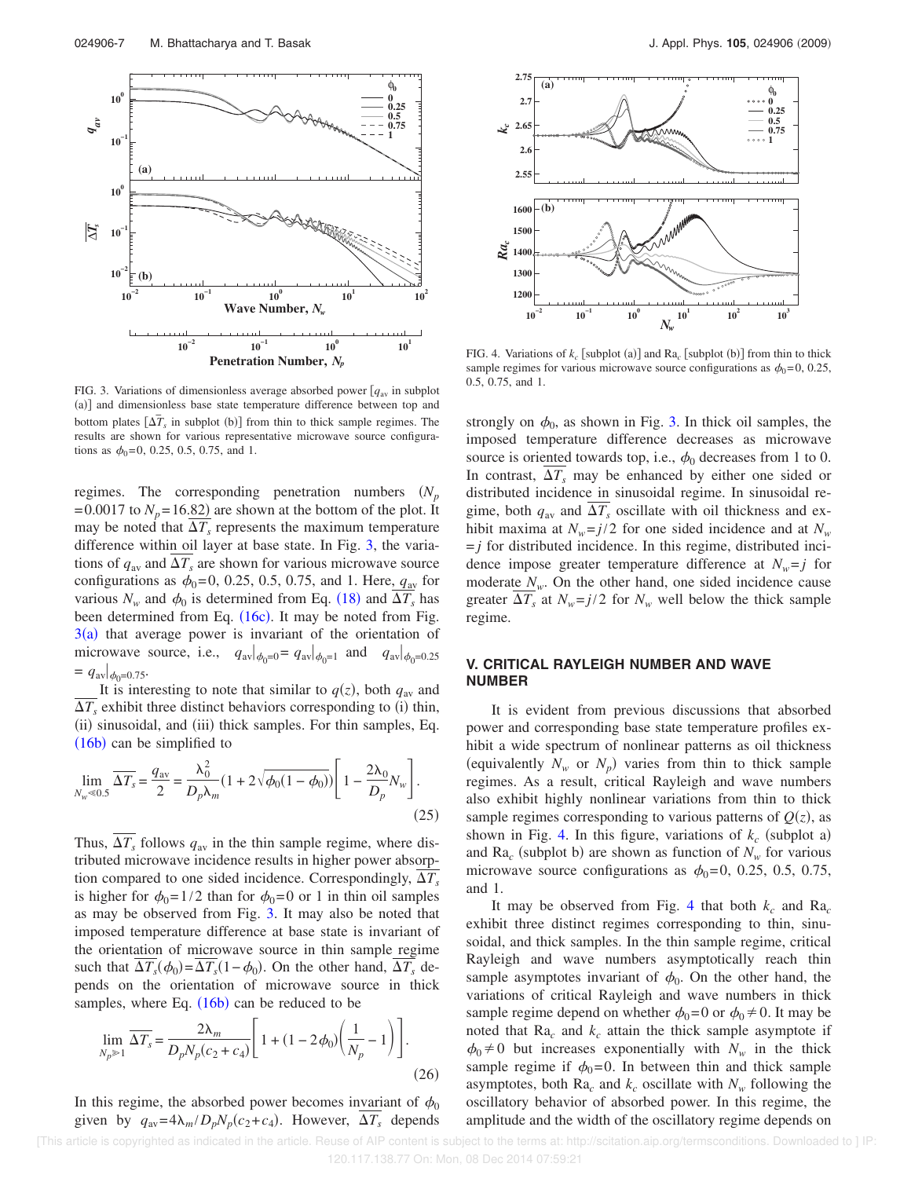FIG. 3. Variations of dimensionless average absorbed power [$q_{av}$ in subplot (a)] and dimensionless base state temperature difference between top and bottom plates [$\overline{\Delta T_s}$ in subplot (b)] from thin to thick sample regimes. The results are shown for various representative microwave source configurations as $\phi_0$=0, 0.25, 0.5, 0.75, and 1.

regimes. The corresponding penetration numbers ($N_p$ =0.0017 to $N_p$=16.82) are shown at the bottom of the plot. It may be noted that $\overline{\Delta T_s}$ represents the maximum temperature difference within oil layer at base state. In Fig. 3, the variations of $q_{av}$ and $\overline{\Delta T_s}$ are shown for various microwave source configurations as $\phi_0$=0, 0.25, 0.5, 0.75, and 1. Here, $q_{av}$ for various $N_w$ and $\phi_0$ is determined from Eq. (18) and $\overline{\Delta T_s}$ has been determined from Eq. (16c). It may be noted from Fig. 3(a) that average power is invariant of the orientation of microwave source, i.e., $q_{av}|_{\phi_0=0} = q_{av}|_{\phi_0=1}$ and $q_{av}|_{\phi_0=0.25} = q_{av}|_{\phi_0=0.75}$.

It is interesting to note that similar to $q(z)$, both $q_{av}$ and $\overline{\Delta T_s}$ exhibit three distinct behaviors corresponding to (i) thin, (ii) sinusoidal, and (iii) thick samples. For thin samples, Eq. (16b) can be simplified to

$$\lim_{N_w \ll 0.5} \overline{\Delta T_s} = \frac{q_{av}}{2} = \frac{\lambda_0^2}{D_p \lambda_m}\left(1 + 2\sqrt{\phi_0(1-\phi_0)}\right)\left[1 - \frac{2\lambda_0}{D_p}N_w\right]. \tag{25}$$

Thus, $\overline{\Delta T_s}$ follows $q_{av}$ in the thin sample regime, where distributed microwave incidence results in higher power absorption compared to one sided incidence. Correspondingly, $\overline{\Delta T_s}$ is higher for $\phi_0=1/2$ than for $\phi_0=0$ or 1 in thin oil samples as may be observed from Fig. 3. It may also be noted that imposed temperature difference at base state is invariant of the orientation of microwave source in thin sample regime such that $\overline{\Delta T_s}(\phi_0)=\overline{\Delta T_s}(1-\phi_0)$. On the other hand, $\overline{\Delta T_s}$ depends on the orientation of microwave source in thick samples, where Eq. (16b) can be reduced to be

$$\lim_{N_p \gg 1} \overline{\Delta T_s} = \frac{2\lambda_m}{D_p N_p (c_2 + c_4)}\left[1 + (1-2\phi_0)\left(\frac{1}{N_p} - 1\right)\right]. \tag{26}$$

In this regime, the absorbed power becomes invariant of $\phi_0$ given by $q_{av}=4\lambda_m/D_pN_p(c_2+c_4)$. However, $\overline{\Delta T_s}$ depends strongly on $\phi_0$, as shown in Fig. 3. In thick oil samples, the imposed temperature difference decreases as microwave source is oriented towards top, i.e., $\phi_0$ decreases from 1 to 0. In contrast, $\overline{\Delta T_s}$ may be enhanced by either one sided or distributed incidence in sinusoidal regime. In sinusoidal regime, both $q_{av}$ and $\overline{\Delta T_s}$ oscillate with oil thickness and exhibit maxima at $N_w=j/2$ for one sided incidence and at $N_w=j$ for distributed incidence. In this regime, distributed incidence impose greater temperature difference at $N_w=j$ for moderate $N_w$. On the other hand, one sided incidence cause greater $\overline{\Delta T_s}$ at $N_w=j/2$ for $N_w$ well below the thick sample regime.

FIG. 4. Variations of $k_c$ [subplot (a)] and $\mathrm{Ra}_c$ [subplot (b)] from thin to thick sample regimes for various microwave source configurations as $\phi_0$=0, 0.25, 0.5, 0.75, and 1.

## V. CRITICAL RAYLEIGH NUMBER AND WAVE NUMBER

It is evident from previous discussions that absorbed power and corresponding base state temperature profiles exhibit a wide spectrum of nonlinear patterns as oil thickness (equivalently $N_w$ or $N_p$) varies from thin to thick sample regimes. As a result, critical Rayleigh and wave numbers also exhibit highly nonlinear variations from thin to thick sample regimes corresponding to various patterns of $Q(z)$, as shown in Fig. 4. In this figure, variations of $k_c$ (subplot a) and $\mathrm{Ra}_c$ (subplot b) are shown as function of $N_w$ for various microwave source configurations as $\phi_0$=0, 0.25, 0.5, 0.75, and 1.

It may be observed from Fig. 4 that both $k_c$ and $\mathrm{Ra}_c$ exhibit three distinct regimes corresponding to thin, sinusoidal, and thick samples. In the thin sample regime, critical Rayleigh and wave numbers asymptotically reach thin sample asymptotes invariant of $\phi_0$. On the other hand, the variations of critical Rayleigh and wave numbers in thick sample regime depend on whether $\phi_0=0$ or $\phi_0\neq 0$. It may be noted that $\mathrm{Ra}_c$ and $k_c$ attain the thick sample asymptote if $\phi_0\neq 0$ but increases exponentially with $N_w$ in the thick sample regime if $\phi_0=0$. In between thin and thick sample asymptotes, both $\mathrm{Ra}_c$ and $k_c$ oscillate with $N_w$ following the oscillatory behavior of absorbed power. In this regime, the amplitude and the width of the oscillatory regime depends on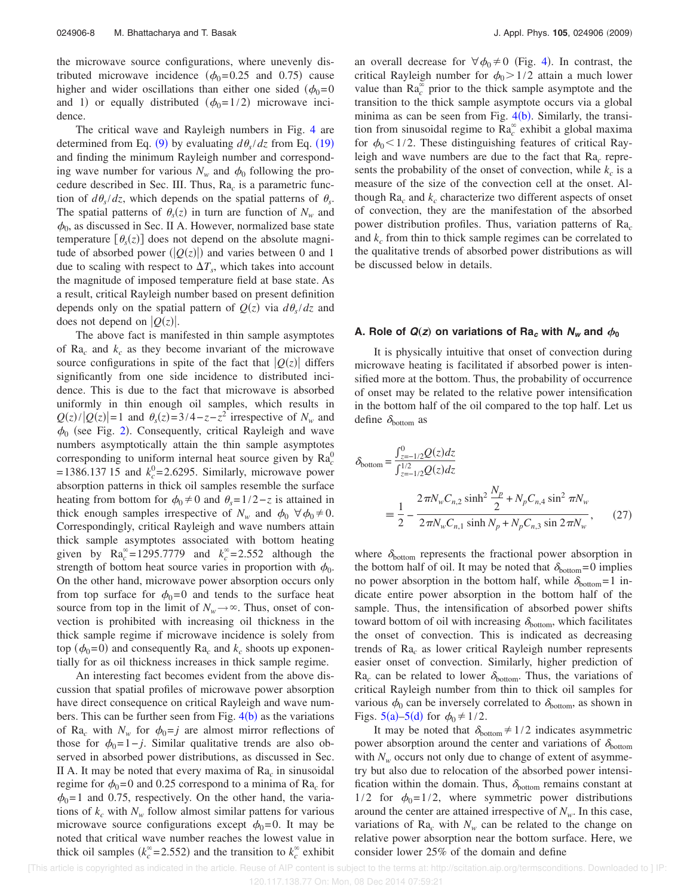the microwave source configurations, where unevenly distributed microwave incidence ($\phi_0=0.25$ and 0.75) cause higher and wider oscillations than either one sided ($\phi_0=0$ and 1) or equally distributed ($\phi_0=1/2$) microwave incidence.

The critical wave and Rayleigh numbers in Fig. 4 are determined from Eq. (9) by evaluating $d\theta_s/dz$ from Eq. (19) and finding the minimum Rayleigh number and corresponding wave number for various $N_w$ and $\phi_0$ following the procedure described in Sec. III. Thus, $\text{Ra}_c$ is a parametric function of $d\theta_s/dz$, which depends on the spatial patterns of $\theta_s$. The spatial patterns of $\theta_s(z)$ in turn are function of $N_w$ and $\phi_0$, as discussed in Sec. II A. However, normalized base state temperature $[\theta_s(z)]$ does not depend on the absolute magnitude of absorbed power $(|Q(z)|)$ and varies between 0 and 1 due to scaling with respect to $\Delta T_s$, which takes into account the magnitude of imposed temperature field at base state. As a result, critical Rayleigh number based on present definition depends only on the spatial pattern of $Q(z)$ via $d\theta_s/dz$ and does not depend on $|Q(z)|$.

The above fact is manifested in thin sample asymptotes of $\text{Ra}_c$ and $k_c$ as they become invariant of the microwave source configurations in spite of the fact that $|Q(z)|$ differs significantly from one side incidence to distributed incidence. This is due to the fact that microwave is absorbed uniformly in thin enough oil samples, which results in $Q(z)/|Q(z)|=1$ and $\theta_s(z)=3/4-z-z^2$ irrespective of $N_w$ and $\phi_0$ (see Fig. 2). Consequently, critical Rayleigh and wave numbers asymptotically attain the thin sample asymptotes corresponding to uniform internal heat source given by $\text{Ra}_c^0=1386.137\,15$ and $k_c^0=2.6295$. Similarly, microwave power absorption patterns in thick oil samples resemble the surface heating from bottom for $\phi_0\neq 0$ and $\theta_s=1/2-z$ is attained in thick enough samples irrespective of $N_w$ and $\phi_0$ $\forall\phi_0\neq 0$. Correspondingly, critical Rayleigh and wave numbers attain thick sample asymptotes associated with bottom heating given by $\text{Ra}_c^\infty=1295.7779$ and $k_c^\infty=2.552$ although the strength of bottom heat source varies in proportion with $\phi_0$. On the other hand, microwave power absorption occurs only from top surface for $\phi_0=0$ and tends to the surface heat source from top in the limit of $N_w\to\infty$. Thus, onset of convection is prohibited with increasing oil thickness in the thick sample regime if microwave incidence is solely from top ($\phi_0=0$) and consequently $\text{Ra}_c$ and $k_c$ shoots up exponentially for as oil thickness increases in thick sample regime.

An interesting fact becomes evident from the above discussion that spatial profiles of microwave power absorption have direct consequence on critical Rayleigh and wave numbers. This can be further seen from Fig. 4(b) as the variations of $\text{Ra}_c$ with $N_w$ for $\phi_0=j$ are almost mirror reflections of those for $\phi_0=1-j$. Similar qualitative trends are also observed in absorbed power distributions, as discussed in Sec. II A. It may be noted that every maxima of $\text{Ra}_c$ in sinusoidal regime for $\phi_0=0$ and 0.25 correspond to a minima of $\text{Ra}_c$ for $\phi_0=1$ and 0.75, respectively. On the other hand, the variations of $k_c$ with $N_w$ follow almost similar pattens for various microwave source configurations except $\phi_0=0$. It may be noted that critical wave number reaches the lowest value in thick oil samples ($k_c^\infty=2.552$) and the transition to $k_c^\infty$ exhibit an overall decrease for $\forall\phi_0\neq 0$ (Fig. 4). In contrast, the critical Rayleigh number for $\phi_0>1/2$ attain a much lower value than $\text{Ra}_c^\infty$ prior to the thick sample asymptote and the transition to the thick sample asymptote occurs via a global minima as can be seen from Fig. 4(b). Similarly, the transition from sinusoidal regime to $\text{Ra}_c^\infty$ exhibit a global maxima for $\phi_0<1/2$. These distinguishing features of critical Rayleigh and wave numbers are due to the fact that $\text{Ra}_c$ represents the probability of the onset of convection, while $k_c$ is a measure of the size of the convection cell at the onset. Although $\text{Ra}_c$ and $k_c$ characterize two different aspects of onset of convection, they are the manifestation of the absorbed power distribution profiles. Thus, variation patterns of $\text{Ra}_c$ and $k_c$ from thin to thick sample regimes can be correlated to the qualitative trends of absorbed power distributions as will be discussed below in details.

### A. Role of $Q(z)$ on variations of $\text{Ra}_c$ with $N_w$ and $\phi_0$

It is physically intuitive that onset of convection during microwave heating is facilitated if absorbed power is intensified more at the bottom. Thus, the probability of occurrence of onset may be related to the relative power intensification in the bottom half of the oil compared to the top half. Let us define $\delta_{\text{bottom}}$ as

$$\delta_{\text{bottom}}=\frac{\int_{z=-1/2}^{0}Q(z)dz}{\int_{z=-1/2}^{1/2}Q(z)dz}$$
$$\equiv\frac{1}{2}-\frac{2\pi N_w C_{n,2}\sinh^2\frac{N_p}{2}+N_p C_{n,4}\sin^2\pi N_w}{2\pi N_w C_{n,1}\sinh N_p+N_p C_{n,3}\sin 2\pi N_w},\qquad(27)$$

where $\delta_{\text{bottom}}$ represents the fractional power absorption in the bottom half of oil. It may be noted that $\delta_{\text{bottom}}=0$ implies no power absorption in the bottom half, while $\delta_{\text{bottom}}=1$ indicate entire power absorption in the bottom half of the sample. Thus, the intensification of absorbed power shifts toward bottom of oil with increasing $\delta_{\text{bottom}}$, which facilitates the onset of convection. This is indicated as decreasing trends of $\text{Ra}_c$ as lower critical Rayleigh number represents easier onset of convection. Similarly, higher prediction of $\text{Ra}_c$ can be related to lower $\delta_{\text{bottom}}$. Thus, the variations of critical Rayleigh number from thin to thick oil samples for various $\phi_0$ can be inversely correlated to $\delta_{\text{bottom}}$, as shown in Figs. 5(a)–5(d) for $\phi_0\neq 1/2$.

It may be noted that $\delta_{\text{bottom}}\neq 1/2$ indicates asymmetric power absorption around the center and variations of $\delta_{\text{bottom}}$ with $N_w$ occurs not only due to change of extent of asymmetry but also due to relocation of the absorbed power intensification within the domain. Thus, $\delta_{\text{bottom}}$ remains constant at $1/2$ for $\phi_0=1/2$, where symmetric power distributions around the center are attained irrespective of $N_w$. In this case, variations of $\text{Ra}_c$ with $N_w$ can be related to the change on relative power absorption near the bottom surface. Here, we consider lower 25% of the domain and define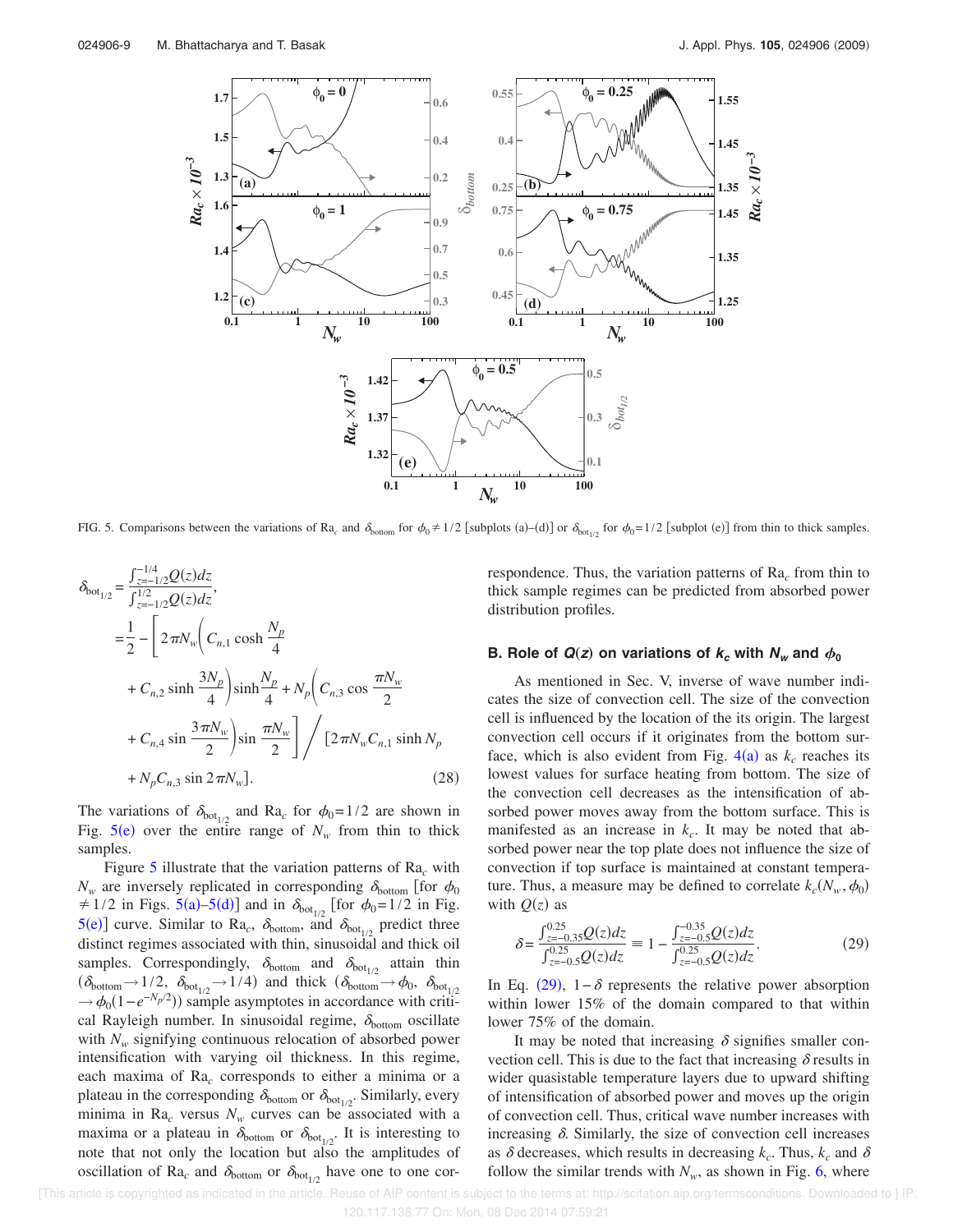FIG. 5. Comparisons between the variations of $\mathrm{Ra}_c$ and $\delta_{\mathrm{bottom}}$ for $\phi_0 \neq 1/2$ [subplots (a)–(d)] or $\delta_{\mathrm{bot}_{1/2}}$ for $\phi_0 = 1/2$ [subplot (e)] from thin to thick samples.

$$
\begin{aligned}
\delta_{\mathrm{bot}_{1/2}} &= \frac{\int_{z=-1/2}^{-1/4} Q(z)dz}{\int_{z=-1/2}^{1/2} Q(z)dz}, \\
&= \frac{1}{2} - \left[ 2\pi N_w \left( C_{n,1} \cosh \frac{N_p}{4} \right.\right. \\
&\quad \left. + C_{n,2} \sinh \frac{3N_p}{4} \right) \sinh \frac{N_p}{4} + N_p \left( C_{n,3} \cos \frac{\pi N_w}{2} \right. \\
&\quad \left.\left. + C_{n,4} \sin \frac{3\pi N_w}{2} \right) \sin \frac{\pi N_w}{2} \right] \Bigg/ \left[ 2\pi N_w C_{n,1} \sinh N_p \right. \\
&\quad \left. + N_p C_{n,3} \sin 2\pi N_w \right].
\end{aligned}
\tag{28}
$$

The variations of $\delta_{\mathrm{bot}_{1/2}}$ and $\mathrm{Ra}_c$ for $\phi_0 = 1/2$ are shown in Fig. 5(e) over the entire range of $N_w$ from thin to thick samples.

Figure 5 illustrate that the variation patterns of $\mathrm{Ra}_c$ with $N_w$ are inversely replicated in corresponding $\delta_{\mathrm{bottom}}$ [for $\phi_0 \neq 1/2$ in Figs. 5(a)–5(d)] and in $\delta_{\mathrm{bot}_{1/2}}$ [for $\phi_0 = 1/2$ in Fig. 5(e)] curve. Similar to $\mathrm{Ra}_c$, $\delta_{\mathrm{bottom}}$, and $\delta_{\mathrm{bot}_{1/2}}$ predict three distinct regimes associated with thin, sinusoidal and thick oil samples. Correspondingly, $\delta_{\mathrm{bottom}}$ and $\delta_{\mathrm{bot}_{1/2}}$ attain thin ($\delta_{\mathrm{bottom}} \to 1/2$, $\delta_{\mathrm{bot}_{1/2}} \to 1/4$) and thick ($\delta_{\mathrm{bottom}} \to \phi_0$, $\delta_{\mathrm{bot}_{1/2}} \to \phi_0(1 - e^{-N_p/2})$) sample asymptotes in accordance with critical Rayleigh number. In sinusoidal regime, $\delta_{\mathrm{bottom}}$ oscillate with $N_w$ signifying continuous relocation of absorbed power intensification with varying oil thickness. In this regime, each maxima of $\mathrm{Ra}_c$ corresponds to either a minima or a plateau in the corresponding $\delta_{\mathrm{bottom}}$ or $\delta_{\mathrm{bot}_{1/2}}$. Similarly, every minima in $\mathrm{Ra}_c$ versus $N_w$ curves can be associated with a maxima or a plateau in $\delta_{\mathrm{bottom}}$ or $\delta_{\mathrm{bot}_{1/2}}$. It is interesting to note that not only the location but also the amplitudes of oscillation of $\mathrm{Ra}_c$ and $\delta_{\mathrm{bottom}}$ or $\delta_{\mathrm{bot}_{1/2}}$ have one to one correspondence. Thus, the variation patterns of $\mathrm{Ra}_c$ from thin to thick sample regimes can be predicted from absorbed power distribution profiles.

### B. Role of $Q(z)$ on variations of $k_c$ with $N_w$ and $\phi_0$

As mentioned in Sec. V, inverse of wave number indicates the size of convection cell. The size of the convection cell is influenced by the location of the its origin. The largest convection cell occurs if it originates from the bottom surface, which is also evident from Fig. 4(a) as $k_c$ reaches its lowest values for surface heating from bottom. The size of the convection cell decreases as the intensification of absorbed power moves away from the bottom surface. This is manifested as an increase in $k_c$. It may be noted that absorbed power near the top plate does not influence the size of convection if top surface is maintained at constant temperature. Thus, a measure may be defined to correlate $k_c(N_w, \phi_0)$ with $Q(z)$ as

$$
\delta = \frac{\int_{z=-0.35}^{0.25} Q(z)dz}{\int_{z=-0.5}^{0.25} Q(z)dz} \equiv 1 - \frac{\int_{z=-0.5}^{-0.35} Q(z)dz}{\int_{z=-0.5}^{0.25} Q(z)dz}.
\tag{29}
$$

In Eq. (29), $1 - \delta$ represents the relative power absorption within lower 15% of the domain compared to that within lower 75% of the domain.

It may be noted that increasing $\delta$ signifies smaller convection cell. This is due to the fact that increasing $\delta$ results in wider quasistable temperature layers due to upward shifting of intensification of absorbed power and moves up the origin of convection cell. Thus, critical wave number increases with increasing $\delta$. Similarly, the size of convection cell increases as $\delta$ decreases, which results in decreasing $k_c$. Thus, $k_c$ and $\delta$ follow the similar trends with $N_w$, as shown in Fig. 6, where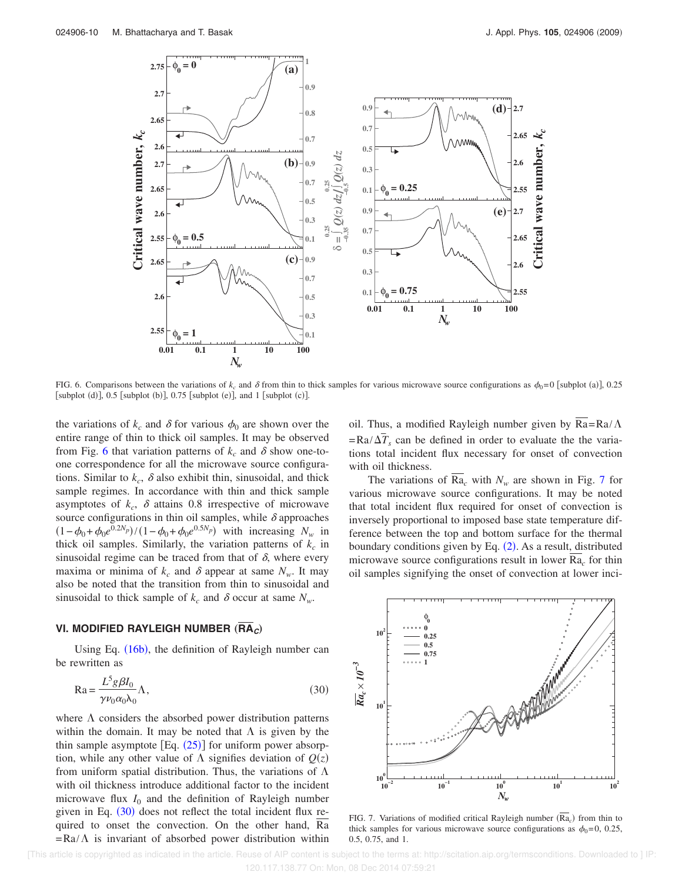FIG. 6. Comparisons between the variations of $k_c$ and $\delta$ from thin to thick samples for various microwave source configurations as $\phi_0=0$ [subplot (a)], 0.25 [subplot (d)], 0.5 [subplot (b)], 0.75 [subplot (e)], and 1 [subplot (c)].

the variations of $k_c$ and $\delta$ for various $\phi_0$ are shown over the entire range of thin to thick oil samples. It may be observed from Fig. 6 that variation patterns of $k_c$ and $\delta$ show one-to-one correspondence for all the microwave source configurations. Similar to $k_c$, $\delta$ also exhibit thin, sinusoidal, and thick sample regimes. In accordance with thin and thick sample asymptotes of $k_c$, $\delta$ attains 0.8 irrespective of microwave source configurations in thin oil samples, while $\delta$ approaches $(1-\phi_0+\phi_0 e^{0.2N_p})/(1-\phi_0+\phi_0 e^{0.5N_p})$ with increasing $N_w$ in thick oil samples. Similarly, the variation patterns of $k_c$ in sinusoidal regime can be traced from that of $\delta$, where every maxima or minima of $k_c$ and $\delta$ appear at same $N_w$. It may also be noted that the transition from thin to sinusoidal and sinusoidal to thick sample of $k_c$ and $\delta$ occur at same $N_w$.

## VI. MODIFIED RAYLEIGH NUMBER ($\overline{\text{RA}}_C$)

Using Eq. (16b), the definition of Rayleigh number can be rewritten as

$$\text{Ra} = \frac{L^5 g \beta I_0}{\gamma \nu_0 \alpha_0 \lambda_0} \Lambda, \tag{30}$$

where $\Lambda$ considers the absorbed power distribution patterns within the domain. It may be noted that $\Lambda$ is given by the thin sample asymptote [Eq. (25)] for uniform power absorption, while any other value of $\Lambda$ signifies deviation of $Q(z)$ from uniform spatial distribution. Thus, the variations of $\Lambda$ with oil thickness introduce additional factor to the incident microwave flux $I_0$ and the definition of Rayleigh number given in Eq. (30) does not reflect the total incident flux required to onset the convection. On the other hand, $\overline{\text{Ra}}=\text{Ra}/\Lambda$ is invariant of absorbed power distribution within oil. Thus, a modified Rayleigh number given by $\overline{\text{Ra}}=\text{Ra}/\Lambda=\text{Ra}/\Delta\bar{T}_s$ can be defined in order to evaluate the the variations total incident flux necessary for onset of convection with oil thickness.

The variations of $\overline{\text{Ra}}_c$ with $N_w$ are shown in Fig. 7 for various microwave source configurations. It may be noted that total incident flux required for onset of convection is inversely proportional to imposed base state temperature difference between the top and bottom surface for the thermal boundary conditions given by Eq. (2). As a result, distributed microwave source configurations result in lower $\overline{\text{Ra}}_c$ for thin oil samples signifying the onset of convection at lower inci-

FIG. 7. Variations of modified critical Rayleigh number ($\overline{\text{Ra}}_c$) from thin to thick samples for various microwave source configurations as $\phi_0=0$, 0.25, 0.5, 0.75, and 1.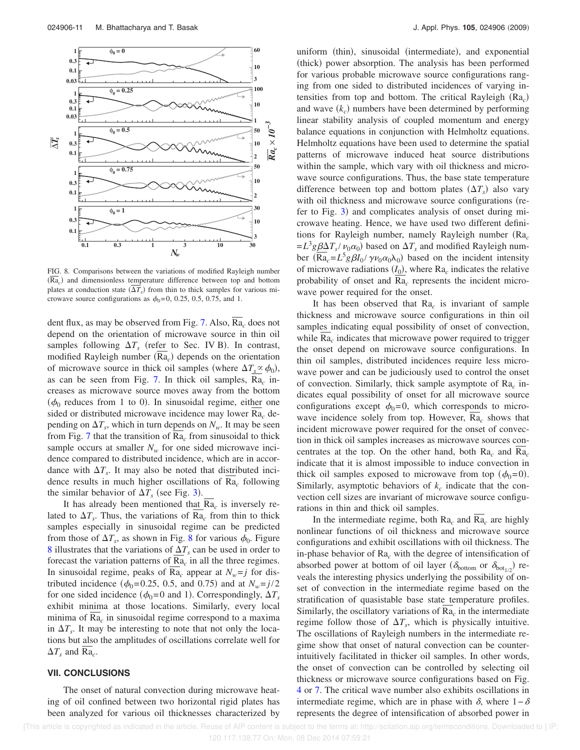FIG. 8. Comparisons between the variations of modified Rayleigh number ($\overline{\text{Ra}}_c$) and dimensionless temperature difference between top and bottom plates at conduction state ($\overline{\Delta T_s}$) from thin to thick samples for various microwave source configurations as $\phi_0$=0, 0.25, 0.5, 0.75, and 1.

dent flux, as may be observed from Fig. 7. Also, $\overline{\text{Ra}}_c$ does not depend on the orientation of microwave source in thin oil samples following $\Delta T_s$ (refer to Sec. IV B). In contrast, modified Rayleigh number ($\overline{\text{Ra}}_c$) depends on the orientation of microwave source in thick oil samples (where $\Delta T_s \propto \phi_0$), as can be seen from Fig. 7. In thick oil samples, $\overline{\text{Ra}}_c$ increases as microwave source moves away from the bottom ($\phi_0$ reduces from 1 to 0). In sinusoidal regime, either one sided or distributed microwave incidence may lower $\overline{\text{Ra}}_c$ depending on $\Delta T_s$, which in turn depends on $N_w$. It may be seen from Fig. 7 that the transition of $\overline{\text{Ra}}_c$ from sinusoidal to thick sample occurs at smaller $N_w$ for one sided microwave incidence compared to distributed incidence, which are in accordance with $\Delta T_s$. It may also be noted that distributed incidence results in much higher oscillations of $\overline{\text{Ra}}_c$ following the similar behavior of $\Delta T_s$ (see Fig. 3).

It has already been mentioned that $\overline{\text{Ra}}_c$ is inversely related to $\Delta T_s$. Thus, the variations of $\overline{\text{Ra}}_c$ from thin to thick samples especially in sinusoidal regime can be predicted from those of $\Delta T_s$, as shown in Fig. 8 for various $\phi_0$. Figure 8 illustrates that the variations of $\overline{\Delta T_s}$ can be used in order to forecast the variation patterns of $\overline{\text{Ra}}_c$ in all the three regimes. In sinusoidal regime, peaks of $\overline{\text{Ra}}_c$ appear at $N_w=j$ for distributed incidence ($\phi_0$=0.25, 0.5, and 0.75) and at $N_w=j/2$ for one sided incidence ($\phi_0$=0 and 1). Correspondingly, $\Delta T_s$ exhibit minima at those locations. Similarly, every local minima of $\overline{\text{Ra}}_c$ in sinusoidal regime correspond to a maxima in $\Delta T_s$. It may be interesting to note that not only the locations but also the amplitudes of oscillations correlate well for $\Delta T_s$ and $\overline{\text{Ra}}_c$.

## VII. CONCLUSIONS

The onset of natural convection during microwave heating of oil confined between two horizontal rigid plates has been analyzed for various oil thicknesses characterized by uniform (thin), sinusoidal (intermediate), and exponential (thick) power absorption. The analysis has been performed for various probable microwave source configurations ranging from one sided to distributed incidences of varying intensities from top and bottom. The critical Rayleigh ($\text{Ra}_c$) and wave ($k_c$) numbers have been determined by performing linear stability analysis of coupled momentum and energy balance equations in conjunction with Helmholtz equations. Helmholtz equations have been used to determine the spatial patterns of microwave induced heat source distributions within the sample, which vary with oil thickness and microwave source configurations. Thus, the base state temperature difference between top and bottom plates ($\Delta T_s$) also vary with oil thickness and microwave source configurations (refer to Fig. 3) and complicates analysis of onset during microwave heating. Hence, we have used two different definitions for Rayleigh number, namely Rayleigh number ($\text{Ra}_c = L^3 g\beta\Delta T_s/\nu_0\alpha_0$) based on $\Delta T_s$ and modified Rayleigh number ($\overline{\text{Ra}}_c = L^5 g\beta I_0/\gamma\nu_0\alpha_0\lambda_0$) based on the incident intensity of microwave radiations ($I_0$), where $\text{Ra}_c$ indicates the relative probability of onset and $\overline{\text{Ra}}_c$ represents the incident microwave power required for the onset.

It has been observed that $\text{Ra}_c$ is invariant of sample thickness and microwave source configurations in thin oil samples indicating equal possibility of onset of convection, while $\overline{\text{Ra}}_c$ indicates that microwave power required to trigger the onset depend on microwave source configurations. In thin oil samples, distributed incidences require less microwave power and can be judiciously used to control the onset of convection. Similarly, thick sample asymptote of $\text{Ra}_c$ indicates equal possibility of onset for all microwave source configurations except $\phi_0$=0, which corresponds to microwave incidence solely from top. However, $\overline{\text{Ra}}_c$ shows that incident microwave power required for the onset of convection in thick oil samples increases as microwave sources concentrates at the top. On the other hand, both $\text{Ra}_c$ and $\overline{\text{Ra}}_c$ indicate that it is almost impossible to induce convection in thick oil samples exposed to microwave from top ($\phi_0$=0). Similarly, asymptotic behaviors of $k_c$ indicate that the convection cell sizes are invariant of microwave source configurations in thin and thick oil samples.

In the intermediate regime, both $\text{Ra}_c$ and $\overline{\text{Ra}}_c$ are highly nonlinear functions of oil thickness and microwave source configurations and exhibit oscillations with oil thickness. The in-phase behavior of $\text{Ra}_c$ with the degree of intensification of absorbed power at bottom of oil layer ($\delta_{\text{bottom}}$ or $\delta_{\text{bot}_{1/2}}$) reveals the interesting physics underlying the possibility of onset of convection in the intermediate regime based on the stratification of quasistable base state temperature profiles. Similarly, the oscillatory variations of $\overline{\text{Ra}}_c$ in the intermediate regime follow those of $\Delta T_s$, which is physically intuitive. The oscillations of Rayleigh numbers in the intermediate regime show that onset of natural convection can be counterintuitively facilitated in thicker oil samples. In other words, the onset of convection can be controlled by selecting oil thickness or microwave source configurations based on Fig. 4 or 7. The critical wave number also exhibits oscillations in intermediate regime, which are in phase with $\delta$, where $1-\delta$ represents the degree of intensification of absorbed power in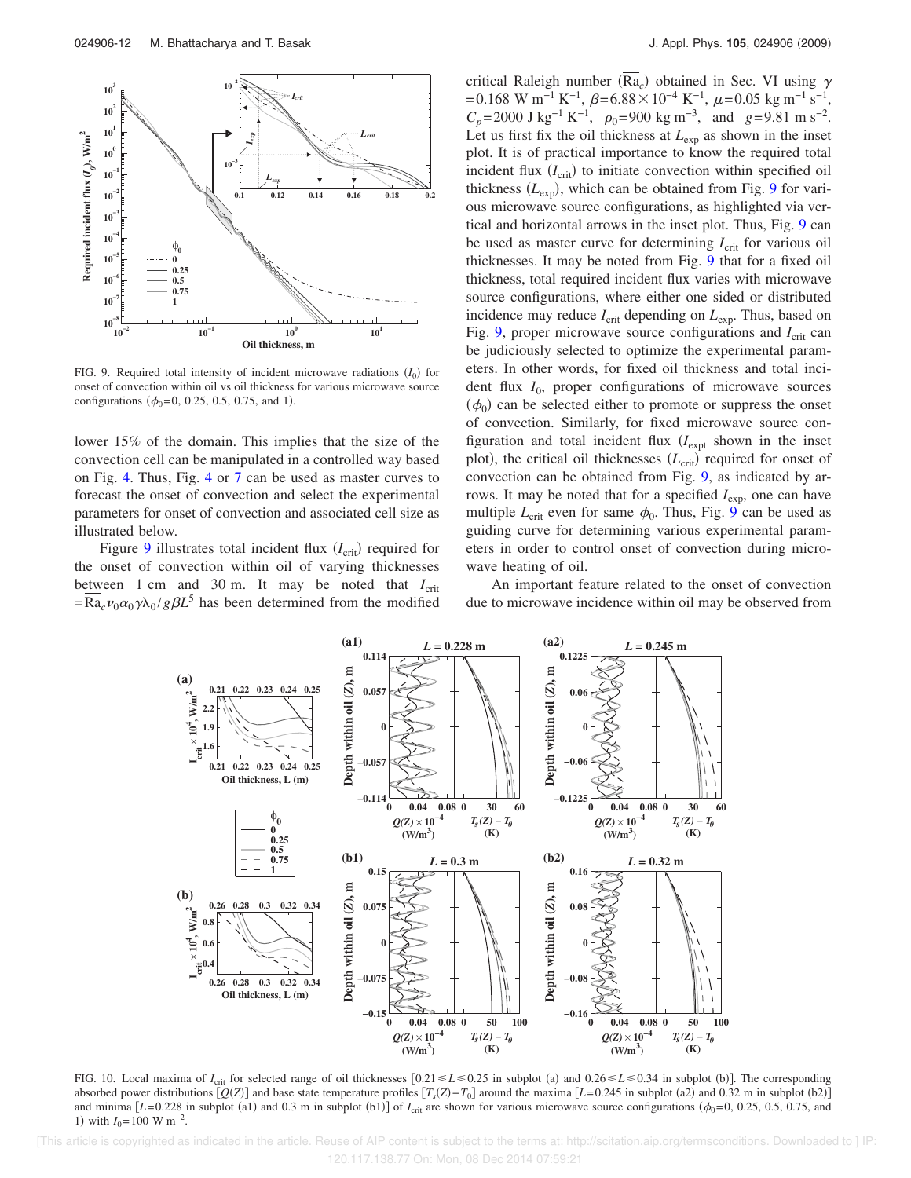FIG. 9. Required total intensity of incident microwave radiations ($I_0$) for onset of convection within oil vs oil thickness for various microwave source configurations ($\phi_0$=0, 0.25, 0.5, 0.75, and 1).

lower 15% of the domain. This implies that the size of the convection cell can be manipulated in a controlled way based on Fig. 4. Thus, Fig. 4 or 7 can be used as master curves to forecast the onset of convection and select the experimental parameters for onset of convection and associated cell size as illustrated below.

Figure 9 illustrates total incident flux ($I_{crit}$) required for the onset of convection within oil of varying thicknesses between 1 cm and 30 m. It may be noted that $I_{crit} = \overline{\mathrm{Ra}}_c \nu_0 \alpha_0 \gamma \lambda_0 / g\beta L^5$ has been determined from the modified critical Raleigh number ($\overline{\mathrm{Ra}}_c$) obtained in Sec. VI using $\gamma = 0.168$ W m$^{-1}$ K$^{-1}$, $\beta = 6.88 \times 10^{-4}$ K$^{-1}$, $\mu = 0.05$ kg m$^{-1}$ s$^{-1}$, $C_p = 2000$ J kg$^{-1}$ K$^{-1}$, $\rho_0 = 900$ kg m$^{-3}$, and $g = 9.81$ m s$^{-2}$. Let us first fix the oil thickness at $L_{exp}$ as shown in the inset plot. It is of practical importance to know the required total incident flux ($I_{crit}$) to initiate convection within specified oil thickness ($L_{exp}$), which can be obtained from Fig. 9 for various microwave source configurations, as highlighted via vertical and horizontal arrows in the inset plot. Thus, Fig. 9 can be used as master curve for determining $I_{crit}$ for various oil thicknesses. It may be noted from Fig. 9 that for a fixed oil thickness, total required incident flux varies with microwave source configurations, where either one sided or distributed incidence may reduce $I_{crit}$ depending on $L_{exp}$. Thus, based on Fig. 9, proper microwave source configurations and $I_{crit}$ can be judiciously selected to optimize the experimental parameters. In other words, for fixed oil thickness and total incident flux $I_0$, proper configurations of microwave sources ($\phi_0$) can be selected either to promote or suppress the onset of convection. Similarly, for fixed microwave source configuration and total incident flux ($I_{expt}$ shown in the inset plot), the critical oil thicknesses ($L_{crit}$) required for onset of convection can be obtained from Fig. 9, as indicated by arrows. It may be noted that for a specified $I_{exp}$, one can have multiple $L_{crit}$ even for same $\phi_0$. Thus, Fig. 9 can be used as guiding curve for determining various experimental parameters in order to control onset of convection during microwave heating of oil.

An important feature related to the onset of convection due to microwave incidence within oil may be observed from

FIG. 10. Local maxima of $I_{crit}$ for selected range of oil thicknesses [$0.21 \leq L \leq 0.25$ in subplot (a) and $0.26 \leq L \leq 0.34$ in subplot (b)]. The corresponding absorbed power distributions [$Q(Z)$] and base state temperature profiles [$T_s(Z) - T_0$] around the maxima [$L$=0.245 in subplot (a2) and 0.32 m in subplot (b2)] and minima [$L$=0.228 in subplot (a1) and 0.3 m in subplot (b1)] of $I_{crit}$ are shown for various microwave source configurations ($\phi_0$=0, 0.25, 0.5, 0.75, and 1) with $I_0$=100 W m$^{-2}$.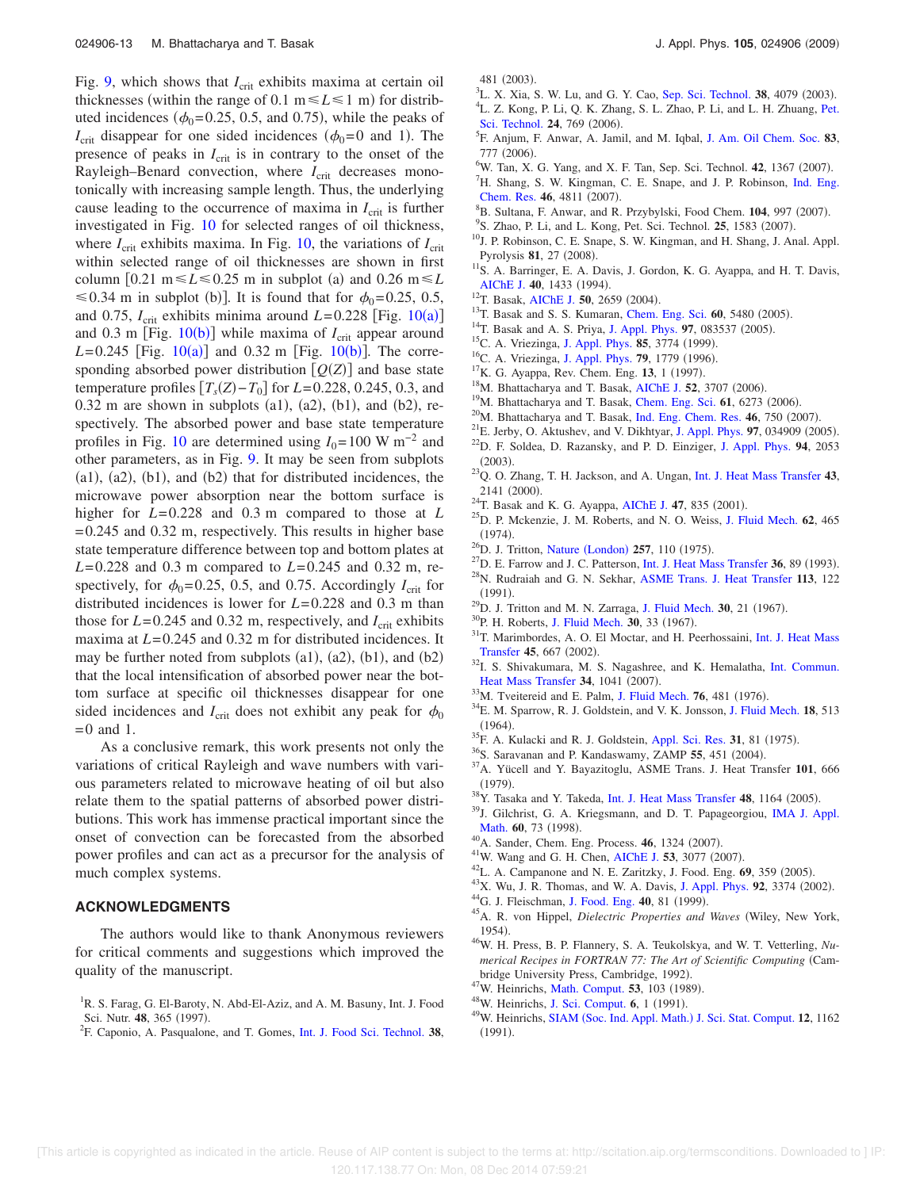Fig. 9, which shows that $I_{crit}$ exhibits maxima at certain oil thicknesses (within the range of 0.1 m$\leq L \leq$1 m) for distributed incidences ($\phi_0$=0.25, 0.5, and 0.75), while the peaks of $I_{crit}$ disappear for one sided incidences ($\phi_0$=0 and 1). The presence of peaks in $I_{crit}$ is in contrary to the onset of the Rayleigh–Benard convection, where $I_{crit}$ decreases monotonically with increasing sample length. Thus, the underlying cause leading to the occurrence of maxima in $I_{crit}$ is further investigated in Fig. 10 for selected ranges of oil thickness, where $I_{crit}$ exhibits maxima. In Fig. 10, the variations of $I_{crit}$ within selected range of oil thicknesses are shown in first column [0.21 m$\leq L \leq$0.25 m in subplot (a) and 0.26 m$\leq L \leq$0.34 m in subplot (b)]. It is found that for $\phi_0$=0.25, 0.5, and 0.75, $I_{crit}$ exhibits minima around $L$=0.228 [Fig. 10(a)] and 0.3 m [Fig. 10(b)] while maxima of $I_{crit}$ appear around $L$=0.245 [Fig. 10(a)] and 0.32 m [Fig. 10(b)]. The corresponding absorbed power distribution [$Q(Z)$] and base state temperature profiles [$T_s(Z)-T_0$] for $L$=0.228, 0.245, 0.3, and 0.32 m are shown in subplots (a1), (a2), (b1), and (b2), respectively. The absorbed power and base state temperature profiles in Fig. 10 are determined using $I_0$=100 W m$^{-2}$ and other parameters, as in Fig. 9. It may be seen from subplots (a1), (a2), (b1), and (b2) that for distributed incidences, the microwave power absorption near the bottom surface is higher for $L$=0.228 and 0.3 m compared to those at $L$=0.245 and 0.32 m, respectively. This results in higher base state temperature difference between top and bottom plates at $L$=0.228 and 0.3 m compared to $L$=0.245 and 0.32 m, respectively, for $\phi_0$=0.25, 0.5, and 0.75. Accordingly $I_{crit}$ for distributed incidences is lower for $L$=0.228 and 0.3 m than those for $L$=0.245 and 0.32 m, respectively, and $I_{crit}$ exhibits maxima at $L$=0.245 and 0.32 m for distributed incidences. It may be further noted from subplots (a1), (a2), (b1), and (b2) that the local intensification of absorbed power near the bottom surface at specific oil thicknesses disappear for one sided incidences and $I_{crit}$ does not exhibit any peak for $\phi_0$=0 and 1.

As a conclusive remark, this work presents not only the variations of critical Rayleigh and wave numbers with various parameters related to microwave heating of oil but also relate them to the spatial patterns of absorbed power distributions. This work has immense practical important since the onset of convection can be forecasted from the absorbed power profiles and can act as a precursor for the analysis of much complex systems.

## ACKNOWLEDGMENTS

The authors would like to thank Anonymous reviewers for critical comments and suggestions which improved the quality of the manuscript.

[1] R. S. Farag, G. El-Baroty, N. Abd-El-Aziz, and A. M. Basuny, Int. J. Food Sci. Nutr. **48**, 365 (1997).
[2] F. Caponio, A. Pasqualone, and T. Gomes, Int. J. Food Sci. Technol. **38**, 481 (2003).
[3] L. X. Xia, S. W. Lu, and G. Y. Cao, Sep. Sci. Technol. **38**, 4079 (2003).
[4] L. Z. Kong, P. Li, Q. K. Zhang, S. L. Zhao, P. Li, and L. H. Zhuang, Pet. Sci. Technol. **24**, 769 (2006).
[5] F. Anjum, F. Anwar, A. Jamil, and M. Iqbal, J. Am. Oil Chem. Soc. **83**, 777 (2006).
[6] W. Tan, X. G. Yang, and X. F. Tan, Sep. Sci. Technol. **42**, 1367 (2007).
[7] H. Shang, S. W. Kingman, C. E. Snape, and J. P. Robinson, Ind. Eng. Chem. Res. **46**, 4811 (2007).
[8] B. Sultana, F. Anwar, and R. Przybylski, Food Chem. **104**, 997 (2007).
[9] S. Zhao, P. Li, and L. Kong, Pet. Sci. Technol. **25**, 1583 (2007).
[10] J. P. Robinson, C. E. Snape, S. W. Kingman, and H. Shang, J. Anal. Appl. Pyrolysis **81**, 27 (2008).
[11] S. A. Barringer, E. A. Davis, J. Gordon, K. G. Ayappa, and H. T. Davis, AIChE J. **40**, 1433 (1994).
[12] T. Basak, AIChE J. **50**, 2659 (2004).
[13] T. Basak and S. S. Kumaran, Chem. Eng. Sci. **60**, 5480 (2005).
[14] T. Basak and A. S. Priya, J. Appl. Phys. **97**, 083537 (2005).
[15] C. A. Vriezinga, J. Appl. Phys. **85**, 3774 (1999).
[16] C. A. Vriezinga, J. Appl. Phys. **79**, 1779 (1996).
[17] K. G. Ayappa, Rev. Chem. Eng. **13**, 1 (1997).
[18] M. Bhattacharya and T. Basak, AIChE J. **52**, 3707 (2006).
[19] M. Bhattacharya and T. Basak, Chem. Eng. Sci. **61**, 6273 (2006).
[20] M. Bhattacharya and T. Basak, Ind. Eng. Chem. Res. **46**, 750 (2007).
[21] E. Jerby, O. Aktushev, and V. Dikhtyar, J. Appl. Phys. **97**, 034909 (2005).
[22] D. F. Soldea, D. Razansky, and P. D. Einziger, J. Appl. Phys. **94**, 2053 (2003).
[23] Q. O. Zhang, T. H. Jackson, and A. Ungan, Int. J. Heat Mass Transfer **43**, 2141 (2000).
[24] T. Basak and K. G. Ayappa, AIChE J. **47**, 835 (2001).
[25] D. P. Mckenzie, J. M. Roberts, and N. O. Weiss, J. Fluid Mech. **62**, 465 (1974).
[26] D. J. Tritton, Nature (London) **257**, 110 (1975).
[27] D. E. Farrow and J. C. Patterson, Int. J. Heat Mass Transfer **36**, 89 (1993).
[28] N. Rudraiah and G. N. Sekhar, ASME Trans. J. Heat Transfer **113**, 122 (1991).
[29] D. J. Tritton and M. N. Zarraga, J. Fluid Mech. **30**, 21 (1967).
[30] P. H. Roberts, J. Fluid Mech. **30**, 33 (1967).
[31] T. Marimbordes, A. O. El Moctar, and H. Peerhossaini, Int. J. Heat Mass Transfer **45**, 667 (2002).
[32] I. S. Shivakumara, M. S. Nagashree, and K. Hemalatha, Int. Commun. Heat Mass Transfer **34**, 1041 (2007).
[33] M. Tveitereid and E. Palm, J. Fluid Mech. **76**, 481 (1976).
[34] E. M. Sparrow, R. J. Goldstein, and V. K. Jonsson, J. Fluid Mech. **18**, 513 (1964).
[35] F. A. Kulacki and R. J. Goldstein, Appl. Sci. Res. **31**, 81 (1975).
[36] S. Saravanan and P. Kandaswamy, ZAMP **55**, 451 (2004).
[37] A. Yücel and Y. Bayazitoglu, ASME Trans. J. Heat Transfer **101**, 666 (1979).
[38] Y. Tasaka and Y. Takeda, Int. J. Heat Mass Transfer **48**, 1164 (2005).
[39] J. Gilchrist, G. A. Kriegsmann, and D. T. Papageorgiou, IMA J. Appl. Math. **60**, 73 (1998).
[40] A. Sander, Chem. Eng. Process. **46**, 1324 (2007).
[41] W. Wang and G. H. Chen, AIChE J. **53**, 3077 (2007).
[42] L. A. Campanone and N. E. Zaritzky, J. Food. Eng. **69**, 359 (2005).
[43] X. Wu, J. R. Thomas, and W. A. Davis, J. Appl. Phys. **92**, 3374 (2002).
[44] G. J. Fleischman, J. Food. Eng. **40**, 81 (1999).
[45] A. R. von Hippel, *Dielectric Properties and Waves* (Wiley, New York, 1954).
[46] W. H. Press, B. P. Flannery, S. A. Teukolskya, and W. T. Vetterling, *Numerical Recipes in FORTRAN 77: The Art of Scientific Computing* (Cambridge University Press, Cambridge, 1992).
[47] W. Heinrichs, Math. Comput. **53**, 103 (1989).
[48] W. Heinrichs, J. Sci. Comput. **6**, 1 (1991).
[49] W. Heinrichs, SIAM (Soc. Ind. Appl. Math.) J. Sci. Stat. Comput. **12**, 1162 (1991).